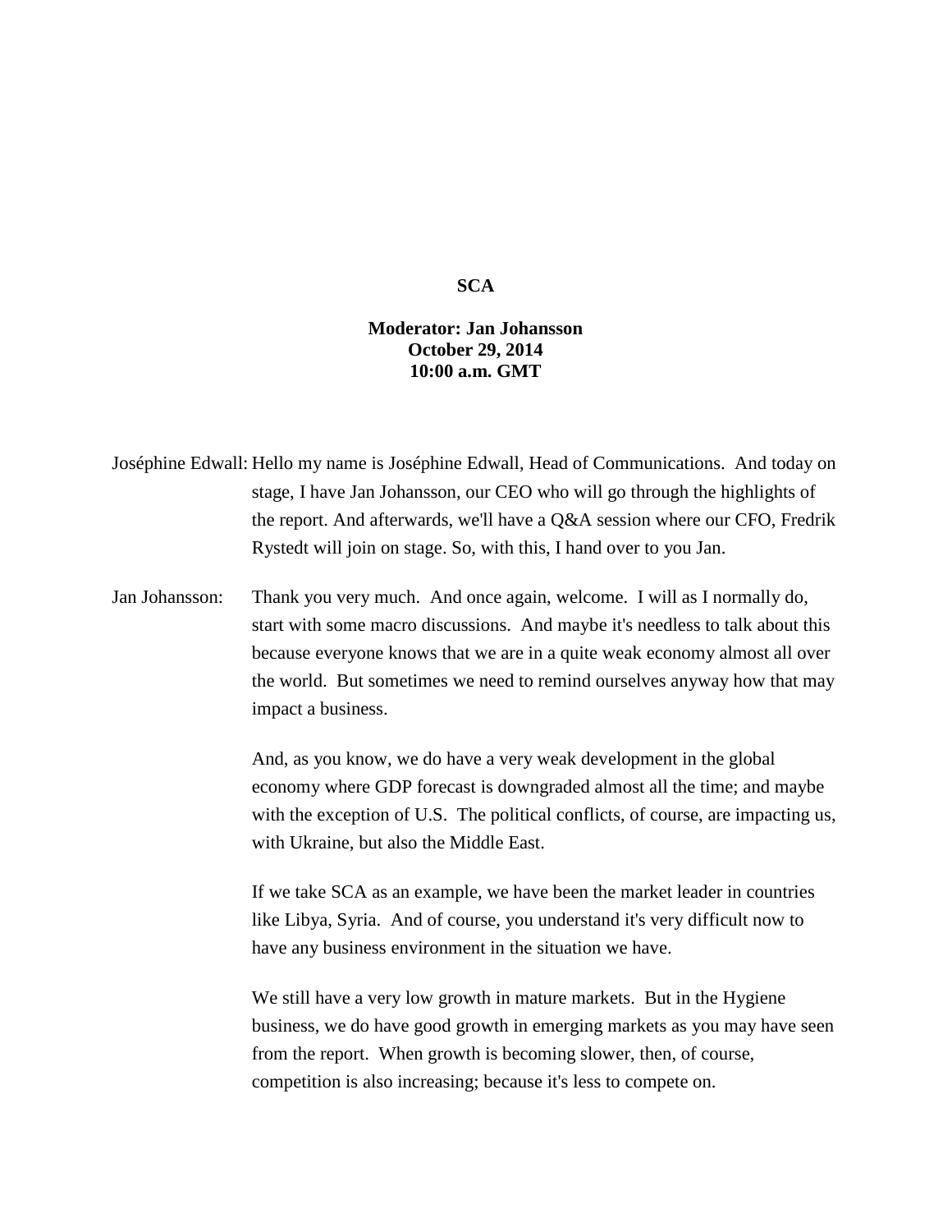**SCA**

**Moderator: Jan Johansson**
**October 29, 2014**
**10:00 a.m. GMT**

Joséphine Edwall: Hello my name is Joséphine Edwall, Head of Communications. And today on stage, I have Jan Johansson, our CEO who will go through the highlights of the report. And afterwards, we'll have a Q&A session where our CFO, Fredrik Rystedt will join on stage. So, with this, I hand over to you Jan.

Jan Johansson: Thank you very much. And once again, welcome. I will as I normally do, start with some macro discussions. And maybe it's needless to talk about this because everyone knows that we are in a quite weak economy almost all over the world. But sometimes we need to remind ourselves anyway how that may impact a business.

And, as you know, we do have a very weak development in the global economy where GDP forecast is downgraded almost all the time; and maybe with the exception of U.S. The political conflicts, of course, are impacting us, with Ukraine, but also the Middle East.

If we take SCA as an example, we have been the market leader in countries like Libya, Syria. And of course, you understand it's very difficult now to have any business environment in the situation we have.

We still have a very low growth in mature markets. But in the Hygiene business, we do have good growth in emerging markets as you may have seen from the report. When growth is becoming slower, then, of course, competition is also increasing; because it's less to compete on.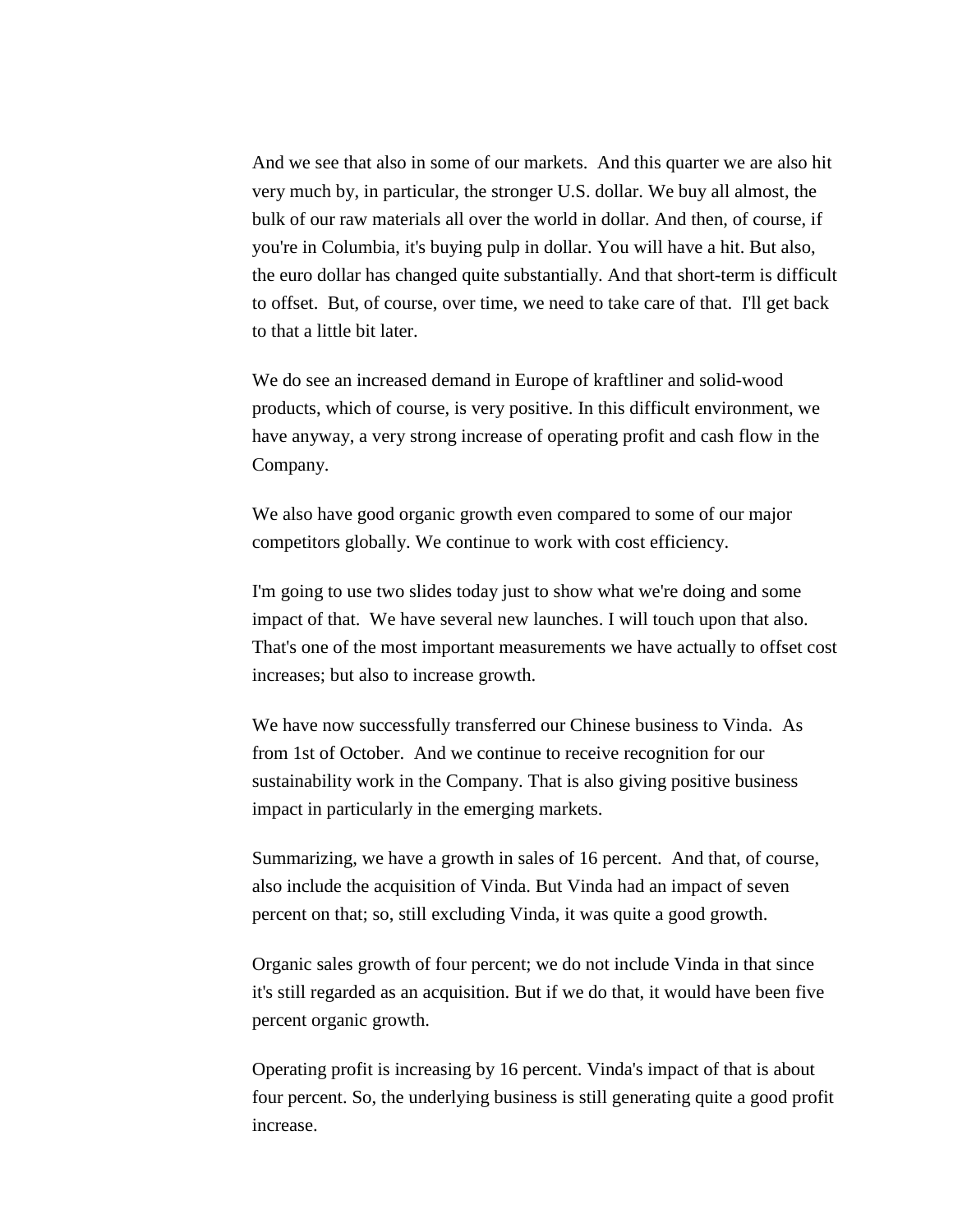And we see that also in some of our markets. And this quarter we are also hit very much by, in particular, the stronger U.S. dollar. We buy all almost, the bulk of our raw materials all over the world in dollar. And then, of course, if you're in Columbia, it's buying pulp in dollar. You will have a hit. But also, the euro dollar has changed quite substantially. And that short-term is difficult to offset. But, of course, over time, we need to take care of that. I'll get back to that a little bit later.

We do see an increased demand in Europe of kraftliner and solid-wood products, which of course, is very positive. In this difficult environment, we have anyway, a very strong increase of operating profit and cash flow in the Company.

We also have good organic growth even compared to some of our major competitors globally. We continue to work with cost efficiency.

I'm going to use two slides today just to show what we're doing and some impact of that. We have several new launches. I will touch upon that also. That's one of the most important measurements we have actually to offset cost increases; but also to increase growth.

We have now successfully transferred our Chinese business to Vinda. As from 1st of October. And we continue to receive recognition for our sustainability work in the Company. That is also giving positive business impact in particularly in the emerging markets.

Summarizing, we have a growth in sales of 16 percent. And that, of course, also include the acquisition of Vinda. But Vinda had an impact of seven percent on that; so, still excluding Vinda, it was quite a good growth.

Organic sales growth of four percent; we do not include Vinda in that since it's still regarded as an acquisition. But if we do that, it would have been five percent organic growth.

Operating profit is increasing by 16 percent. Vinda's impact of that is about four percent. So, the underlying business is still generating quite a good profit increase.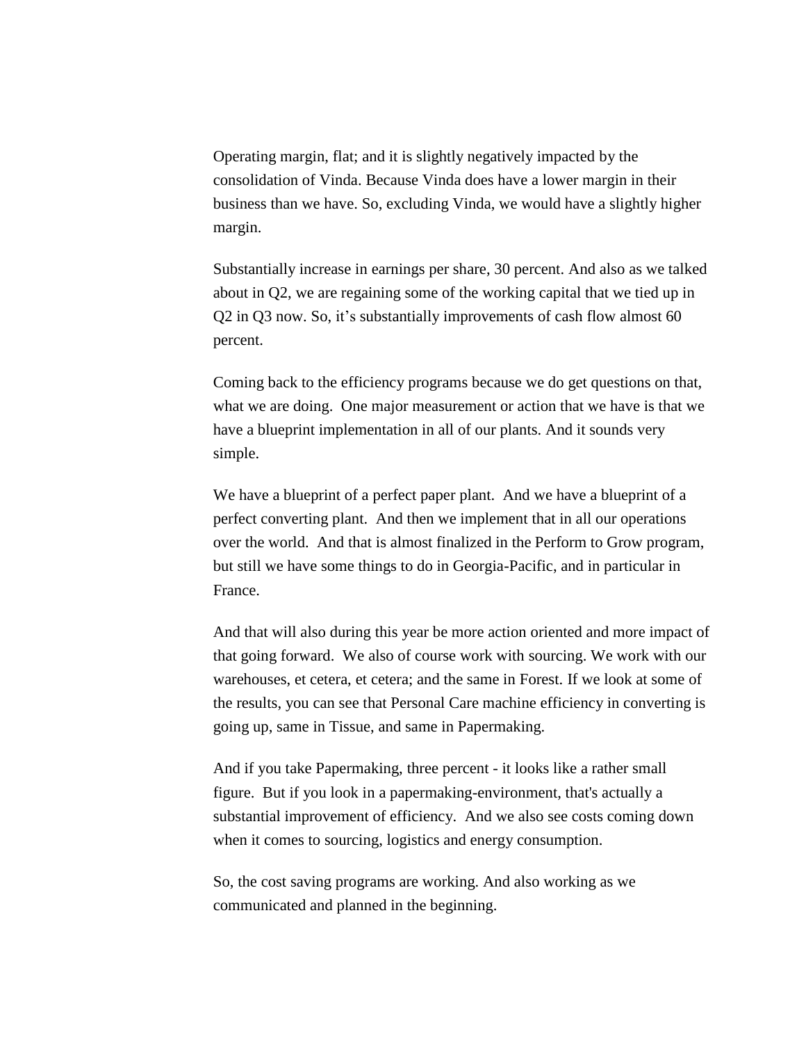Operating margin, flat; and it is slightly negatively impacted by the consolidation of Vinda. Because Vinda does have a lower margin in their business than we have. So, excluding Vinda, we would have a slightly higher margin.

Substantially increase in earnings per share, 30 percent. And also as we talked about in Q2, we are regaining some of the working capital that we tied up in Q2 in Q3 now. So, it's substantially improvements of cash flow almost 60 percent.

Coming back to the efficiency programs because we do get questions on that, what we are doing. One major measurement or action that we have is that we have a blueprint implementation in all of our plants. And it sounds very simple.

We have a blueprint of a perfect paper plant. And we have a blueprint of a perfect converting plant. And then we implement that in all our operations over the world. And that is almost finalized in the Perform to Grow program, but still we have some things to do in Georgia-Pacific, and in particular in France.

And that will also during this year be more action oriented and more impact of that going forward. We also of course work with sourcing. We work with our warehouses, et cetera, et cetera; and the same in Forest. If we look at some of the results, you can see that Personal Care machine efficiency in converting is going up, same in Tissue, and same in Papermaking.

And if you take Papermaking, three percent - it looks like a rather small figure. But if you look in a papermaking-environment, that's actually a substantial improvement of efficiency. And we also see costs coming down when it comes to sourcing, logistics and energy consumption.

So, the cost saving programs are working. And also working as we communicated and planned in the beginning.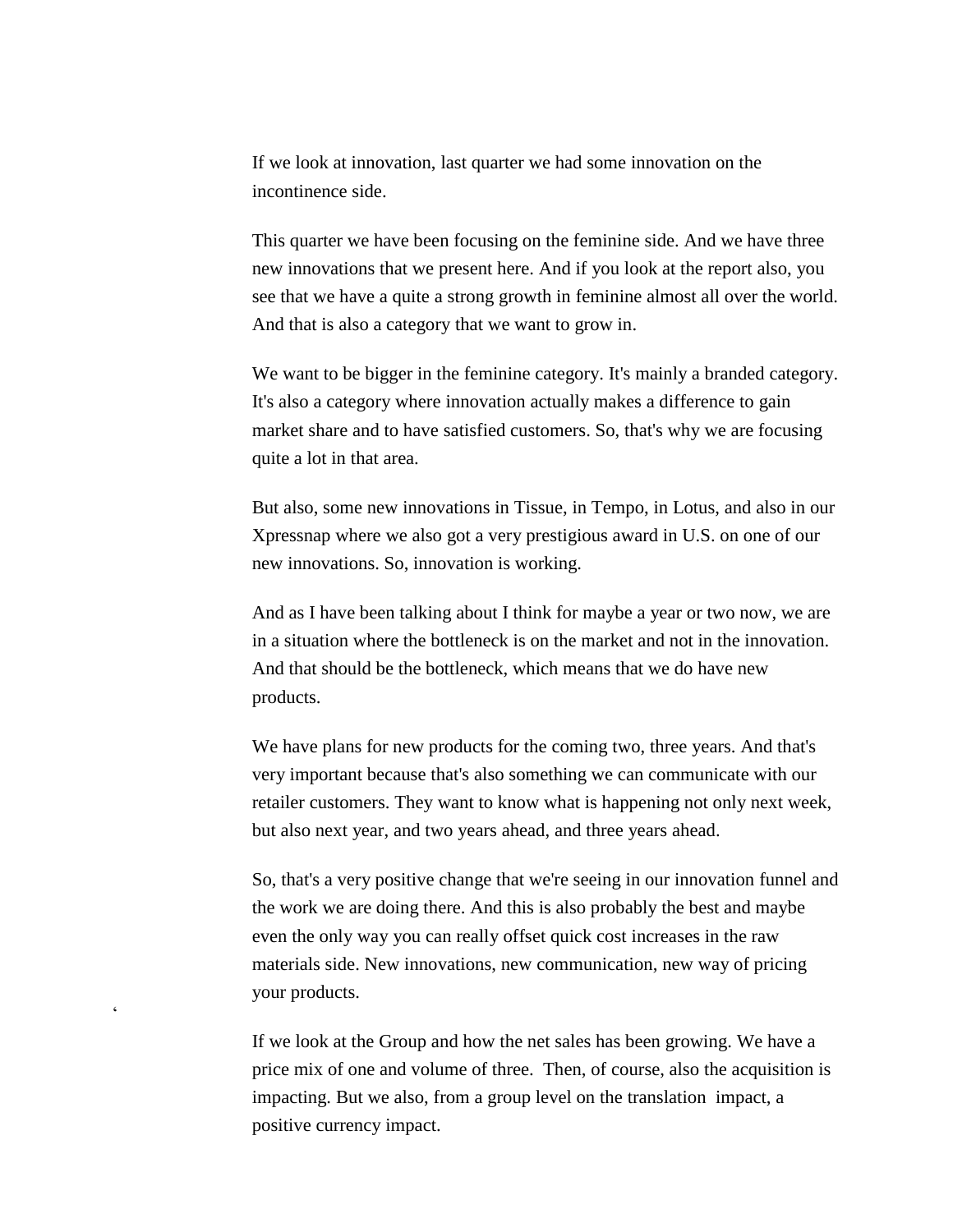If we look at innovation, last quarter we had some innovation on the incontinence side.

This quarter we have been focusing on the feminine side. And we have three new innovations that we present here. And if you look at the report also, you see that we have a quite a strong growth in feminine almost all over the world. And that is also a category that we want to grow in.

We want to be bigger in the feminine category. It's mainly a branded category. It's also a category where innovation actually makes a difference to gain market share and to have satisfied customers. So, that's why we are focusing quite a lot in that area.

But also, some new innovations in Tissue, in Tempo, in Lotus, and also in our Xpressnap where we also got a very prestigious award in U.S. on one of our new innovations. So, innovation is working.

And as I have been talking about I think for maybe a year or two now, we are in a situation where the bottleneck is on the market and not in the innovation. And that should be the bottleneck, which means that we do have new products.

We have plans for new products for the coming two, three years. And that's very important because that's also something we can communicate with our retailer customers. They want to know what is happening not only next week, but also next year, and two years ahead, and three years ahead.

So, that's a very positive change that we're seeing in our innovation funnel and the work we are doing there. And this is also probably the best and maybe even the only way you can really offset quick cost increases in the raw materials side. New innovations, new communication, new way of pricing your products.

If we look at the Group and how the net sales has been growing. We have a price mix of one and volume of three. Then, of course, also the acquisition is impacting. But we also, from a group level on the translation impact, a positive currency impact.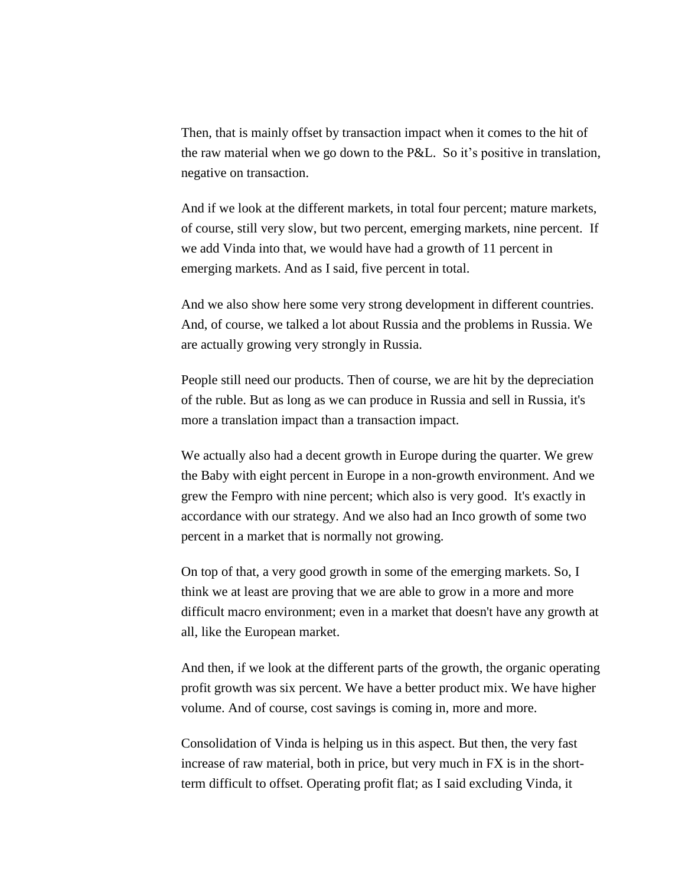Then, that is mainly offset by transaction impact when it comes to the hit of the raw material when we go down to the P&L. So it's positive in translation, negative on transaction.

And if we look at the different markets, in total four percent; mature markets, of course, still very slow, but two percent, emerging markets, nine percent. If we add Vinda into that, we would have had a growth of 11 percent in emerging markets. And as I said, five percent in total.

And we also show here some very strong development in different countries. And, of course, we talked a lot about Russia and the problems in Russia. We are actually growing very strongly in Russia.

People still need our products. Then of course, we are hit by the depreciation of the ruble. But as long as we can produce in Russia and sell in Russia, it's more a translation impact than a transaction impact.

We actually also had a decent growth in Europe during the quarter. We grew the Baby with eight percent in Europe in a non-growth environment. And we grew the Fempro with nine percent; which also is very good. It's exactly in accordance with our strategy. And we also had an Inco growth of some two percent in a market that is normally not growing.

On top of that, a very good growth in some of the emerging markets. So, I think we at least are proving that we are able to grow in a more and more difficult macro environment; even in a market that doesn't have any growth at all, like the European market.

And then, if we look at the different parts of the growth, the organic operating profit growth was six percent. We have a better product mix. We have higher volume. And of course, cost savings is coming in, more and more.

Consolidation of Vinda is helping us in this aspect. But then, the very fast increase of raw material, both in price, but very much in FX is in the short-term difficult to offset. Operating profit flat; as I said excluding Vinda, it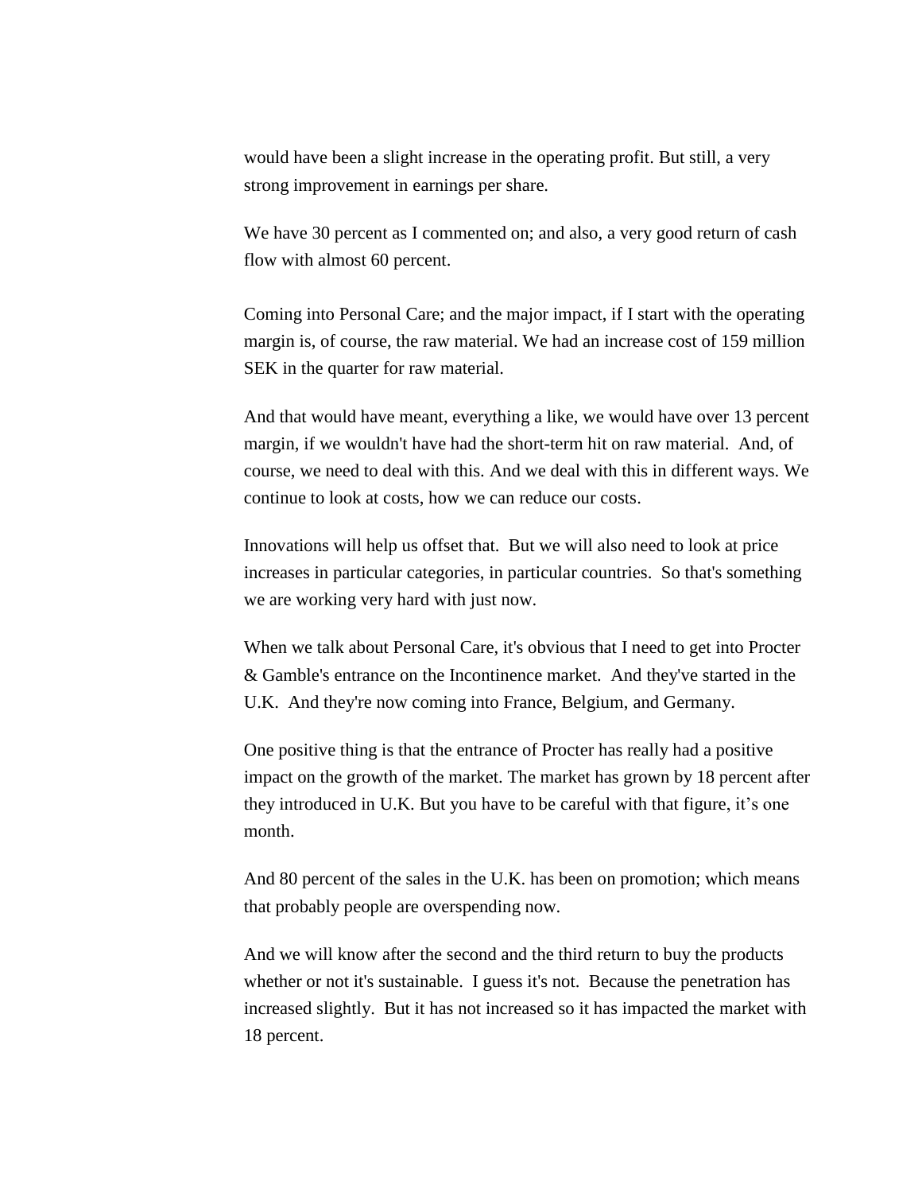would have been a slight increase in the operating profit. But still, a very strong improvement in earnings per share.

We have 30 percent as I commented on; and also, a very good return of cash flow with almost 60 percent.

Coming into Personal Care; and the major impact, if I start with the operating margin is, of course, the raw material. We had an increase cost of 159 million SEK in the quarter for raw material.

And that would have meant, everything a like, we would have over 13 percent margin, if we wouldn't have had the short-term hit on raw material. And, of course, we need to deal with this. And we deal with this in different ways. We continue to look at costs, how we can reduce our costs.

Innovations will help us offset that. But we will also need to look at price increases in particular categories, in particular countries. So that's something we are working very hard with just now.

When we talk about Personal Care, it's obvious that I need to get into Procter & Gamble's entrance on the Incontinence market. And they've started in the U.K. And they're now coming into France, Belgium, and Germany.

One positive thing is that the entrance of Procter has really had a positive impact on the growth of the market. The market has grown by 18 percent after they introduced in U.K. But you have to be careful with that figure, it’s one month.

And 80 percent of the sales in the U.K. has been on promotion; which means that probably people are overspending now.

And we will know after the second and the third return to buy the products whether or not it's sustainable. I guess it's not. Because the penetration has increased slightly. But it has not increased so it has impacted the market with 18 percent.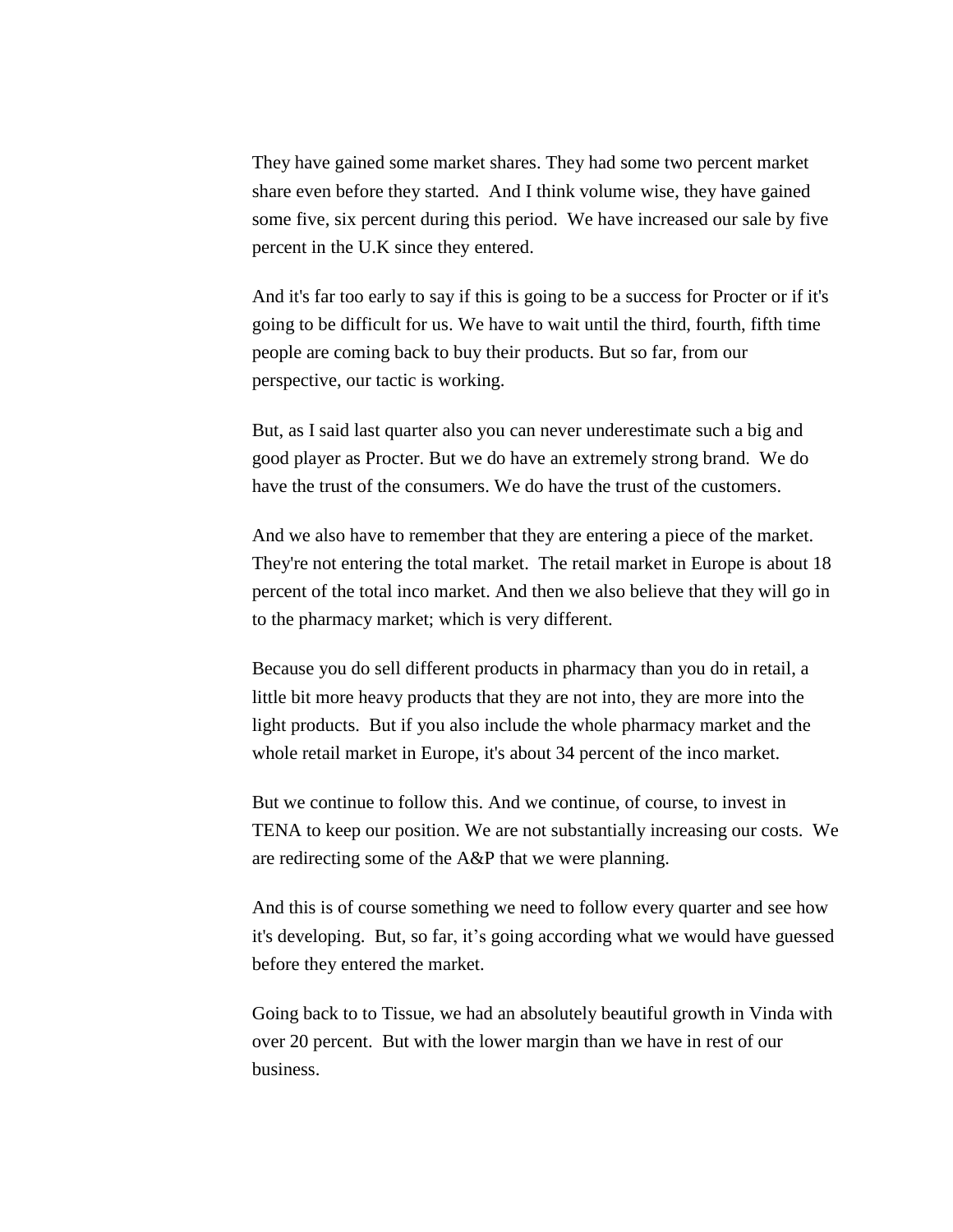They have gained some market shares. They had some two percent market share even before they started. And I think volume wise, they have gained some five, six percent during this period. We have increased our sale by five percent in the U.K since they entered.

And it's far too early to say if this is going to be a success for Procter or if it's going to be difficult for us. We have to wait until the third, fourth, fifth time people are coming back to buy their products. But so far, from our perspective, our tactic is working.

But, as I said last quarter also you can never underestimate such a big and good player as Procter. But we do have an extremely strong brand. We do have the trust of the consumers. We do have the trust of the customers.

And we also have to remember that they are entering a piece of the market. They're not entering the total market. The retail market in Europe is about 18 percent of the total inco market. And then we also believe that they will go in to the pharmacy market; which is very different.

Because you do sell different products in pharmacy than you do in retail, a little bit more heavy products that they are not into, they are more into the light products. But if you also include the whole pharmacy market and the whole retail market in Europe, it's about 34 percent of the inco market.

But we continue to follow this. And we continue, of course, to invest in TENA to keep our position. We are not substantially increasing our costs. We are redirecting some of the A&P that we were planning.

And this is of course something we need to follow every quarter and see how it's developing. But, so far, it's going according what we would have guessed before they entered the market.

Going back to to Tissue, we had an absolutely beautiful growth in Vinda with over 20 percent. But with the lower margin than we have in rest of our business.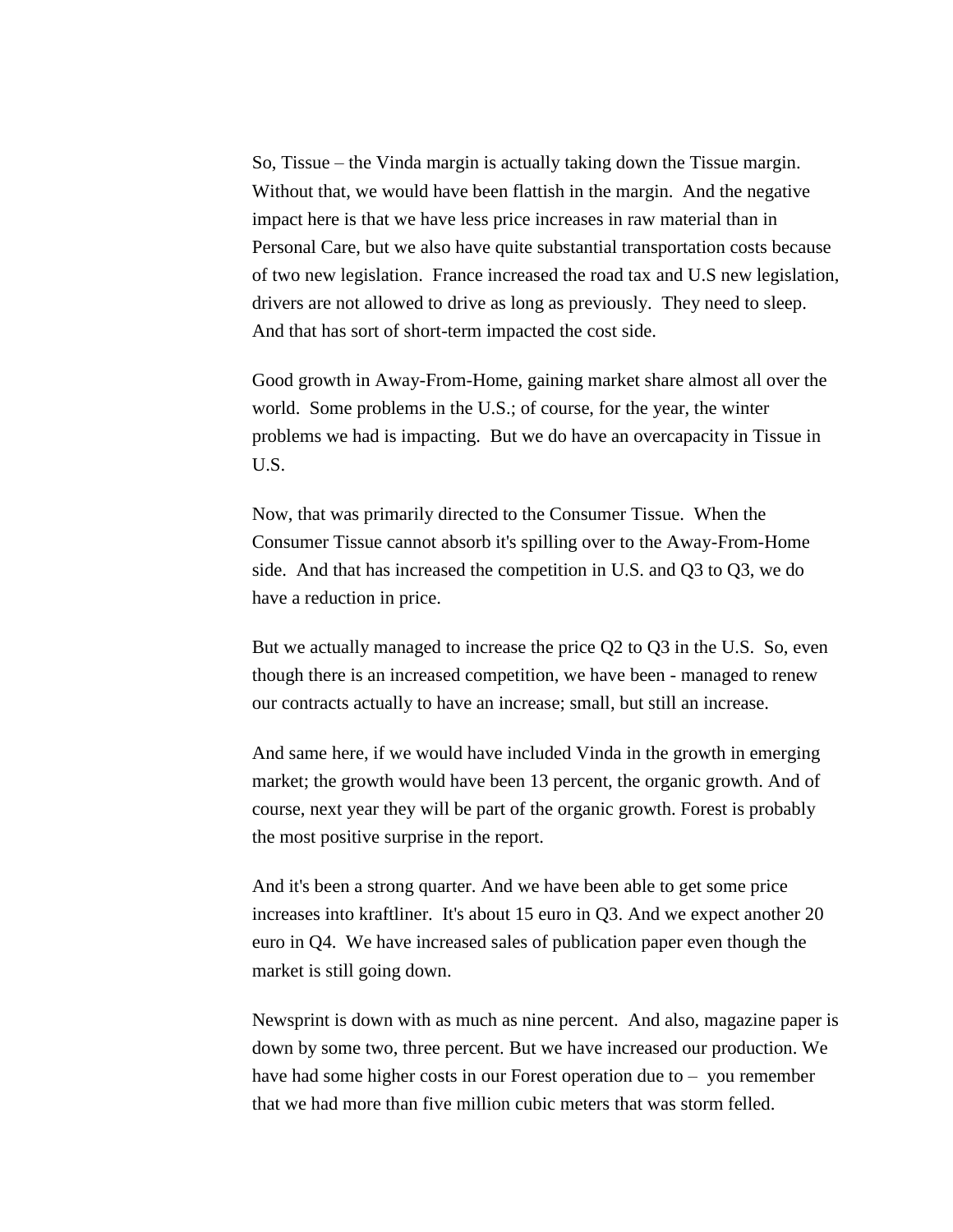So, Tissue – the Vinda margin is actually taking down the Tissue margin. Without that, we would have been flattish in the margin. And the negative impact here is that we have less price increases in raw material than in Personal Care, but we also have quite substantial transportation costs because of two new legislation. France increased the road tax and U.S new legislation, drivers are not allowed to drive as long as previously. They need to sleep. And that has sort of short-term impacted the cost side.

Good growth in Away-From-Home, gaining market share almost all over the world. Some problems in the U.S.; of course, for the year, the winter problems we had is impacting. But we do have an overcapacity in Tissue in U.S.

Now, that was primarily directed to the Consumer Tissue. When the Consumer Tissue cannot absorb it's spilling over to the Away-From-Home side. And that has increased the competition in U.S. and Q3 to Q3, we do have a reduction in price.

But we actually managed to increase the price Q2 to Q3 in the U.S. So, even though there is an increased competition, we have been - managed to renew our contracts actually to have an increase; small, but still an increase.

And same here, if we would have included Vinda in the growth in emerging market; the growth would have been 13 percent, the organic growth. And of course, next year they will be part of the organic growth. Forest is probably the most positive surprise in the report.

And it's been a strong quarter. And we have been able to get some price increases into kraftliner. It's about 15 euro in Q3. And we expect another 20 euro in Q4. We have increased sales of publication paper even though the market is still going down.

Newsprint is down with as much as nine percent. And also, magazine paper is down by some two, three percent. But we have increased our production. We have had some higher costs in our Forest operation due to – you remember that we had more than five million cubic meters that was storm felled.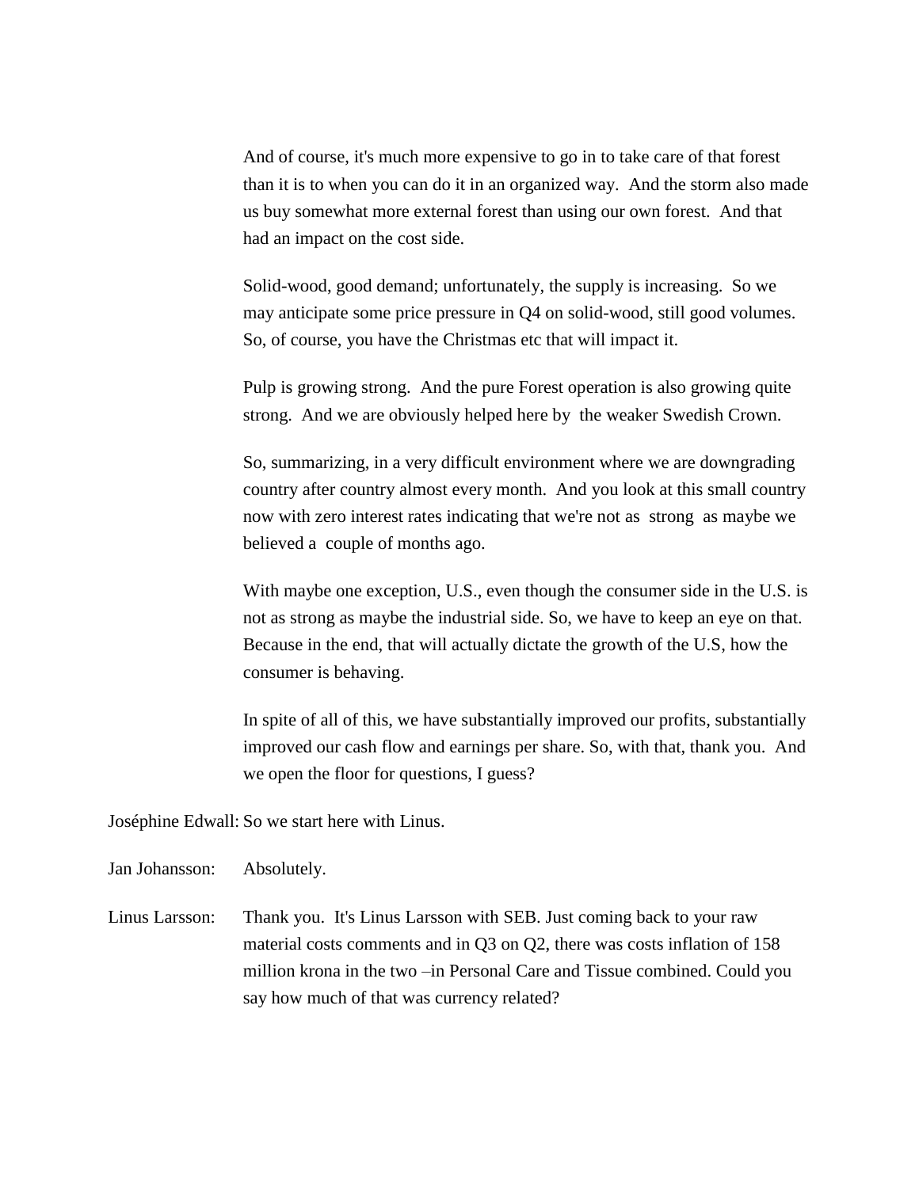And of course, it's much more expensive to go in to take care of that forest than it is to when you can do it in an organized way. And the storm also made us buy somewhat more external forest than using our own forest. And that had an impact on the cost side.

Solid-wood, good demand; unfortunately, the supply is increasing. So we may anticipate some price pressure in Q4 on solid-wood, still good volumes. So, of course, you have the Christmas etc that will impact it.

Pulp is growing strong. And the pure Forest operation is also growing quite strong. And we are obviously helped here by the weaker Swedish Crown.

So, summarizing, in a very difficult environment where we are downgrading country after country almost every month. And you look at this small country now with zero interest rates indicating that we're not as strong as maybe we believed a couple of months ago.

With maybe one exception, U.S., even though the consumer side in the U.S. is not as strong as maybe the industrial side. So, we have to keep an eye on that. Because in the end, that will actually dictate the growth of the U.S, how the consumer is behaving.

In spite of all of this, we have substantially improved our profits, substantially improved our cash flow and earnings per share. So, with that, thank you. And we open the floor for questions, I guess?

Joséphine Edwall: So we start here with Linus.

Jan Johansson: Absolutely.

Linus Larsson: Thank you. It's Linus Larsson with SEB. Just coming back to your raw material costs comments and in Q3 on Q2, there was costs inflation of 158 million krona in the two –in Personal Care and Tissue combined. Could you say how much of that was currency related?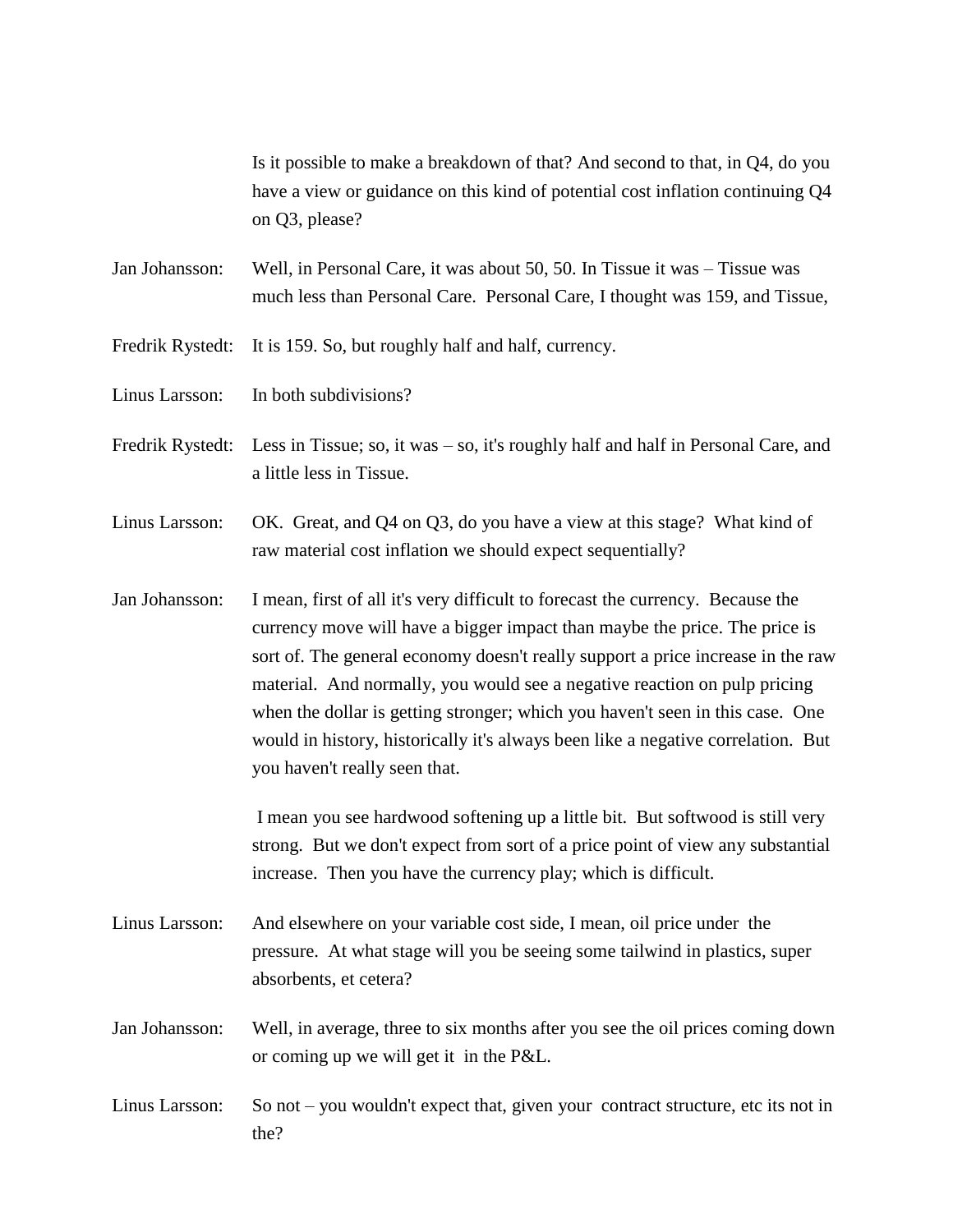Is it possible to make a breakdown of that? And second to that, in Q4, do you have a view or guidance on this kind of potential cost inflation continuing Q4 on Q3, please?

Jan Johansson: Well, in Personal Care, it was about 50, 50. In Tissue it was – Tissue was much less than Personal Care. Personal Care, I thought was 159, and Tissue,

Fredrik Rystedt: It is 159. So, but roughly half and half, currency.

Linus Larsson: In both subdivisions?

Fredrik Rystedt: Less in Tissue; so, it was – so, it's roughly half and half in Personal Care, and a little less in Tissue.

Linus Larsson: OK. Great, and Q4 on Q3, do you have a view at this stage? What kind of raw material cost inflation we should expect sequentially?

Jan Johansson: I mean, first of all it's very difficult to forecast the currency. Because the currency move will have a bigger impact than maybe the price. The price is sort of. The general economy doesn't really support a price increase in the raw material. And normally, you would see a negative reaction on pulp pricing when the dollar is getting stronger; which you haven't seen in this case. One would in history, historically it's always been like a negative correlation. But you haven't really seen that.

I mean you see hardwood softening up a little bit. But softwood is still very strong. But we don't expect from sort of a price point of view any substantial increase. Then you have the currency play; which is difficult.

Linus Larsson: And elsewhere on your variable cost side, I mean, oil price under the pressure. At what stage will you be seeing some tailwind in plastics, super absorbents, et cetera?

Jan Johansson: Well, in average, three to six months after you see the oil prices coming down or coming up we will get it in the P&L.

Linus Larsson: So not – you wouldn't expect that, given your contract structure, etc its not in the?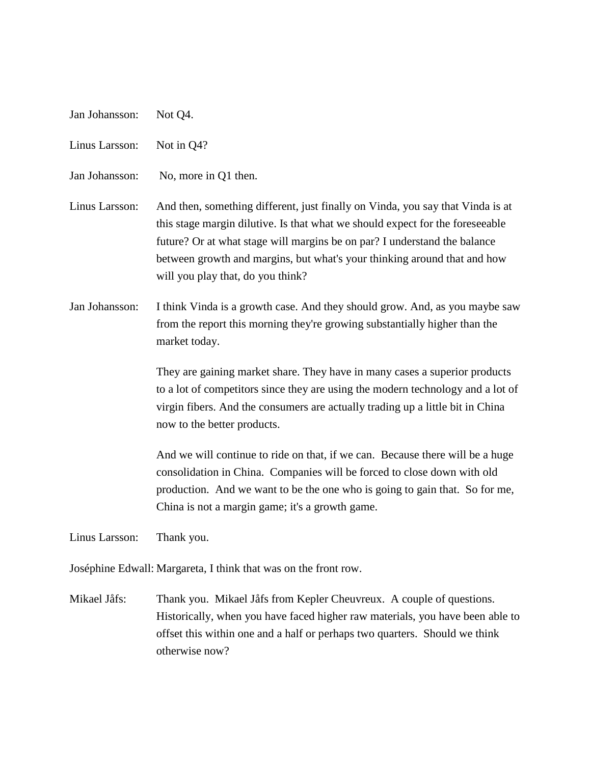Jan Johansson: Not Q4.

Linus Larsson: Not in Q4?

Jan Johansson: No, more in Q1 then.

Linus Larsson: And then, something different, just finally on Vinda, you say that Vinda is at this stage margin dilutive. Is that what we should expect for the foreseeable future? Or at what stage will margins be on par? I understand the balance between growth and margins, but what's your thinking around that and how will you play that, do you think?

Jan Johansson: I think Vinda is a growth case. And they should grow. And, as you maybe saw from the report this morning they're growing substantially higher than the market today.

They are gaining market share. They have in many cases a superior products to a lot of competitors since they are using the modern technology and a lot of virgin fibers. And the consumers are actually trading up a little bit in China now to the better products.

And we will continue to ride on that, if we can. Because there will be a huge consolidation in China. Companies will be forced to close down with old production. And we want to be the one who is going to gain that. So for me, China is not a margin game; it's a growth game.

Linus Larsson: Thank you.

Joséphine Edwall: Margareta, I think that was on the front row.

Mikael Jåfs: Thank you. Mikael Jåfs from Kepler Cheuvreux. A couple of questions. Historically, when you have faced higher raw materials, you have been able to offset this within one and a half or perhaps two quarters. Should we think otherwise now?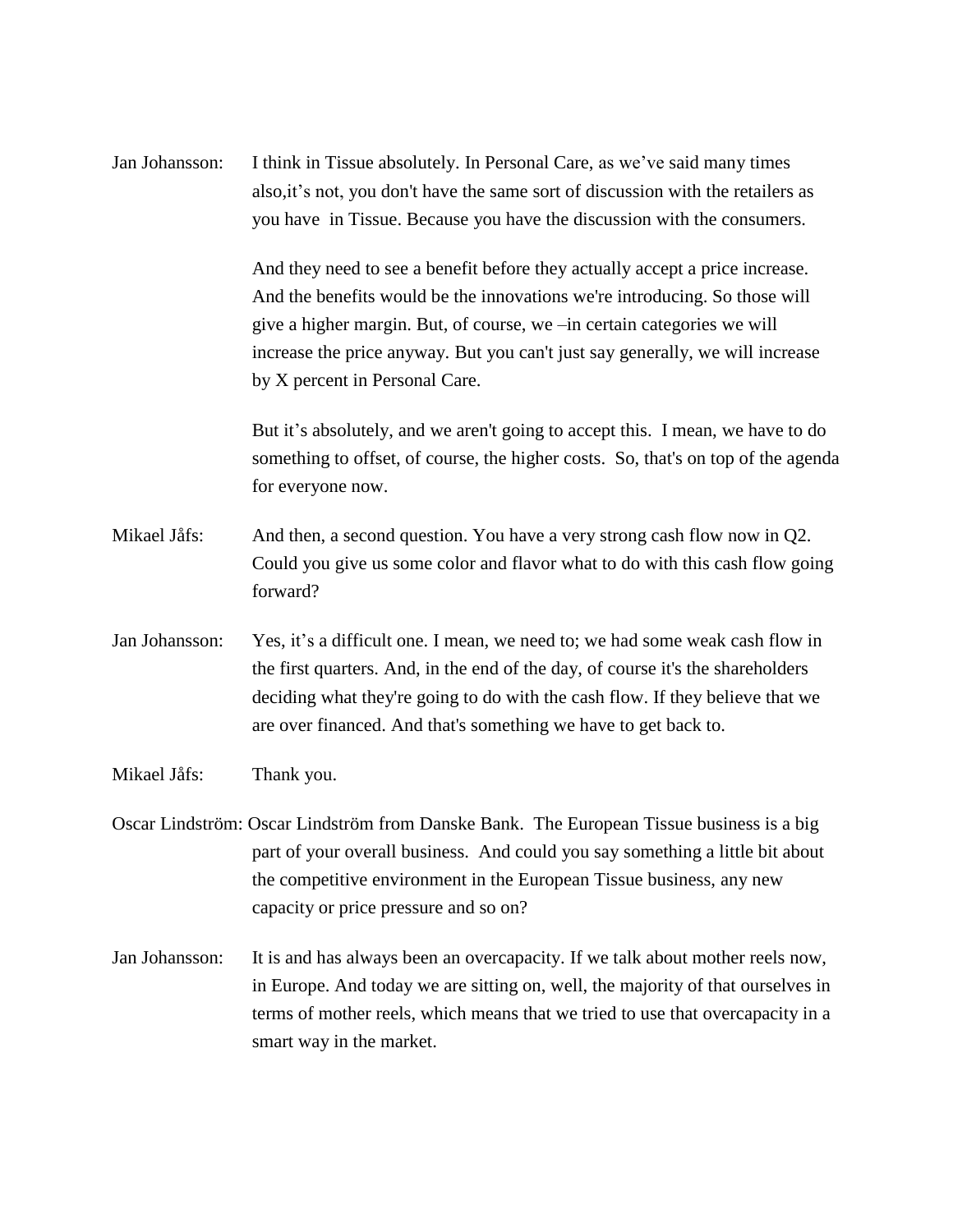Jan Johansson: I think in Tissue absolutely. In Personal Care, as we've said many times also,it's not, you don't have the same sort of discussion with the retailers as you have in Tissue. Because you have the discussion with the consumers.

And they need to see a benefit before they actually accept a price increase. And the benefits would be the innovations we're introducing. So those will give a higher margin. But, of course, we –in certain categories we will increase the price anyway. But you can't just say generally, we will increase by X percent in Personal Care.

But it's absolutely, and we aren't going to accept this. I mean, we have to do something to offset, of course, the higher costs. So, that's on top of the agenda for everyone now.

Mikael Jåfs: And then, a second question. You have a very strong cash flow now in Q2. Could you give us some color and flavor what to do with this cash flow going forward?

Jan Johansson: Yes, it's a difficult one. I mean, we need to; we had some weak cash flow in the first quarters. And, in the end of the day, of course it's the shareholders deciding what they're going to do with the cash flow. If they believe that we are over financed. And that's something we have to get back to.

Mikael Jåfs: Thank you.

Oscar Lindström: Oscar Lindström from Danske Bank. The European Tissue business is a big part of your overall business. And could you say something a little bit about the competitive environment in the European Tissue business, any new capacity or price pressure and so on?

Jan Johansson: It is and has always been an overcapacity. If we talk about mother reels now, in Europe. And today we are sitting on, well, the majority of that ourselves in terms of mother reels, which means that we tried to use that overcapacity in a smart way in the market.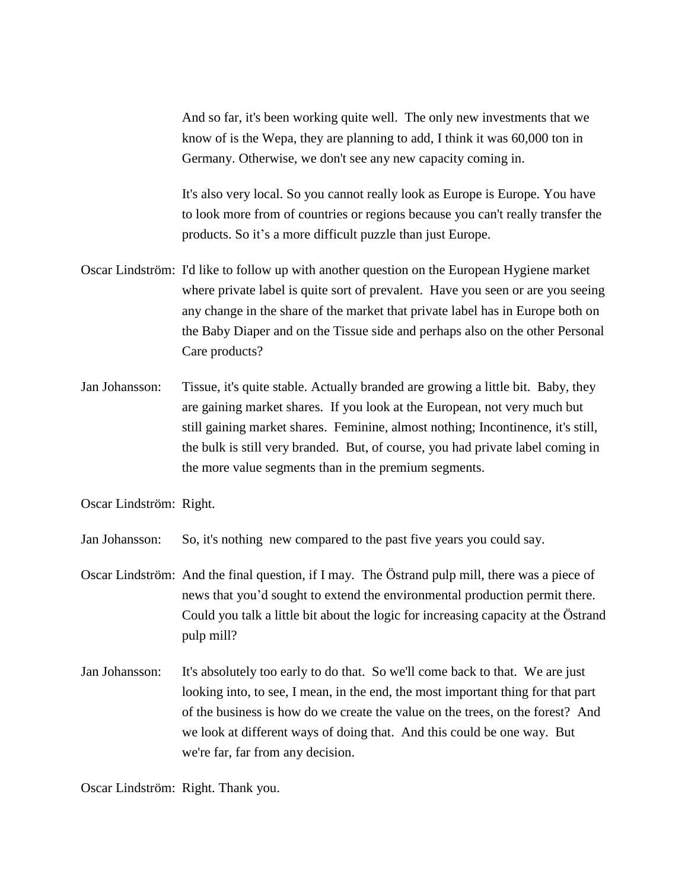And so far, it's been working quite well. The only new investments that we know of is the Wepa, they are planning to add, I think it was 60,000 ton in Germany. Otherwise, we don't see any new capacity coming in.

It's also very local. So you cannot really look as Europe is Europe. You have to look more from of countries or regions because you can't really transfer the products. So it's a more difficult puzzle than just Europe.

Oscar Lindström: I'd like to follow up with another question on the European Hygiene market where private label is quite sort of prevalent. Have you seen or are you seeing any change in the share of the market that private label has in Europe both on the Baby Diaper and on the Tissue side and perhaps also on the other Personal Care products?

Jan Johansson: Tissue, it's quite stable. Actually branded are growing a little bit. Baby, they are gaining market shares. If you look at the European, not very much but still gaining market shares. Feminine, almost nothing; Incontinence, it's still, the bulk is still very branded. But, of course, you had private label coming in the more value segments than in the premium segments.

Oscar Lindström: Right.

Jan Johansson: So, it's nothing new compared to the past five years you could say.

Oscar Lindström: And the final question, if I may. The Östrand pulp mill, there was a piece of news that you'd sought to extend the environmental production permit there. Could you talk a little bit about the logic for increasing capacity at the Östrand pulp mill?

Jan Johansson: It's absolutely too early to do that. So we'll come back to that. We are just looking into, to see, I mean, in the end, the most important thing for that part of the business is how do we create the value on the trees, on the forest? And we look at different ways of doing that. And this could be one way. But we're far, far from any decision.

Oscar Lindström: Right. Thank you.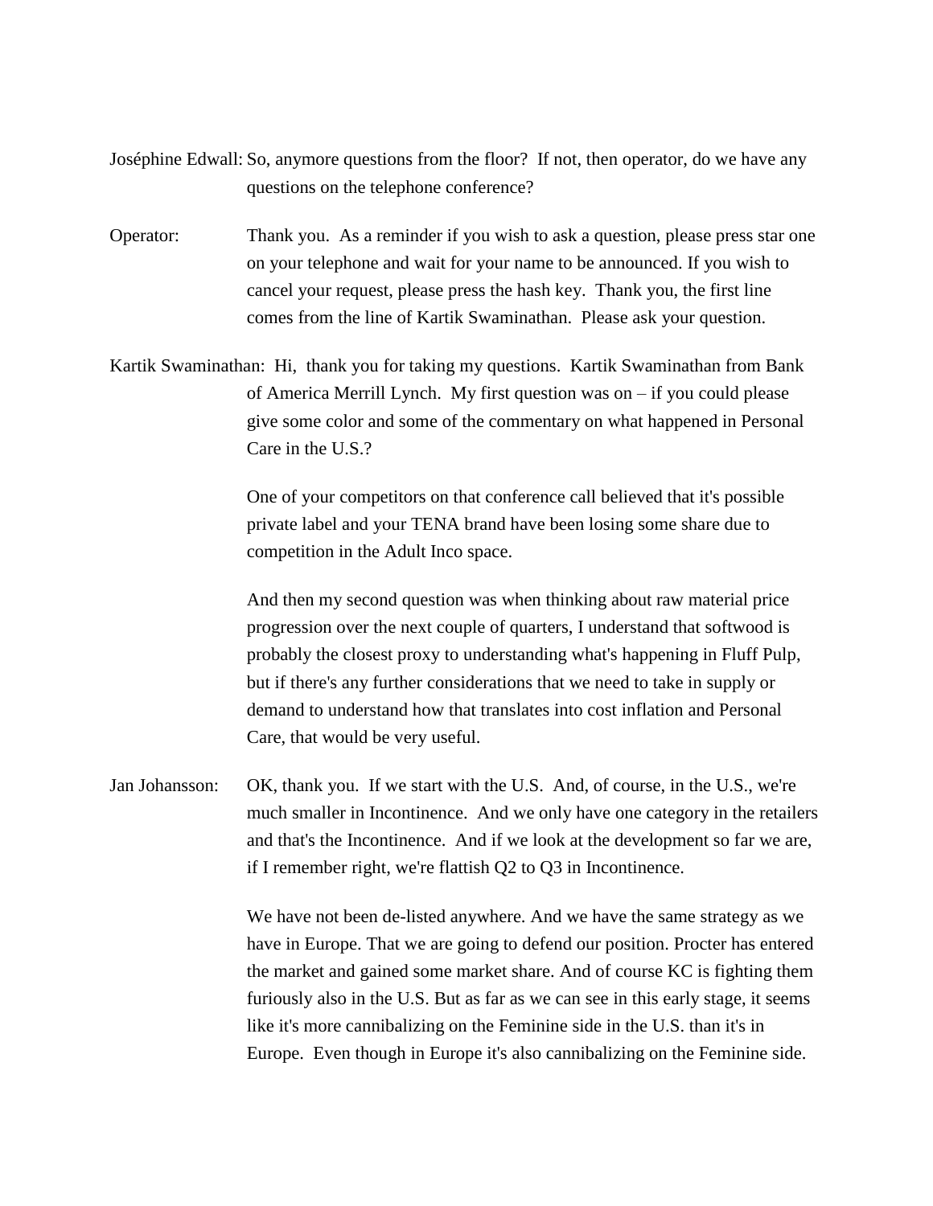Joséphine Edwall: So, anymore questions from the floor? If not, then operator, do we have any questions on the telephone conference?

Operator: Thank you. As a reminder if you wish to ask a question, please press star one on your telephone and wait for your name to be announced. If you wish to cancel your request, please press the hash key. Thank you, the first line comes from the line of Kartik Swaminathan. Please ask your question.

Kartik Swaminathan: Hi, thank you for taking my questions. Kartik Swaminathan from Bank of America Merrill Lynch. My first question was on – if you could please give some color and some of the commentary on what happened in Personal Care in the U.S.?

One of your competitors on that conference call believed that it's possible private label and your TENA brand have been losing some share due to competition in the Adult Inco space.

And then my second question was when thinking about raw material price progression over the next couple of quarters, I understand that softwood is probably the closest proxy to understanding what's happening in Fluff Pulp, but if there's any further considerations that we need to take in supply or demand to understand how that translates into cost inflation and Personal Care, that would be very useful.

Jan Johansson: OK, thank you. If we start with the U.S. And, of course, in the U.S., we're much smaller in Incontinence. And we only have one category in the retailers and that's the Incontinence. And if we look at the development so far we are, if I remember right, we're flattish Q2 to Q3 in Incontinence.

We have not been de-listed anywhere. And we have the same strategy as we have in Europe. That we are going to defend our position. Procter has entered the market and gained some market share. And of course KC is fighting them furiously also in the U.S. But as far as we can see in this early stage, it seems like it's more cannibalizing on the Feminine side in the U.S. than it's in Europe. Even though in Europe it's also cannibalizing on the Feminine side.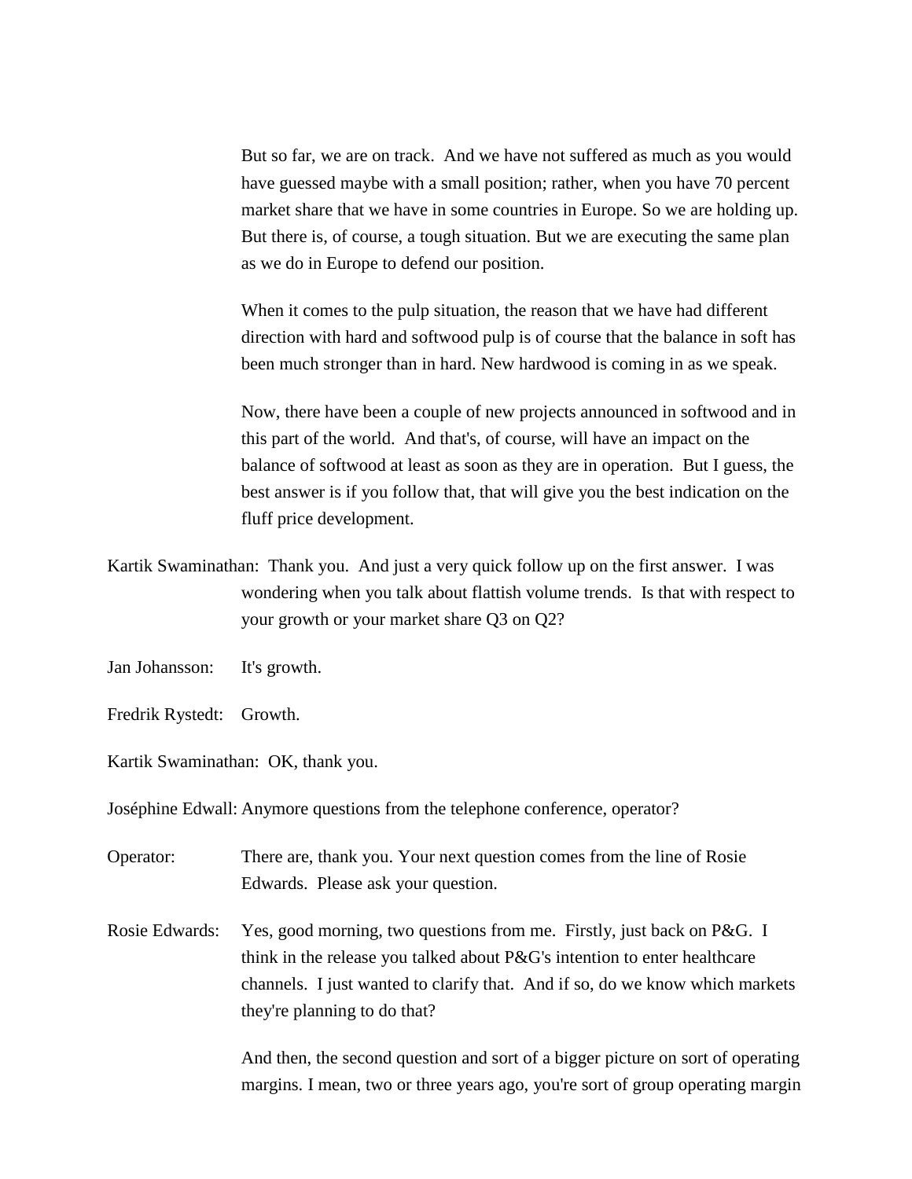But so far, we are on track. And we have not suffered as much as you would have guessed maybe with a small position; rather, when you have 70 percent market share that we have in some countries in Europe. So we are holding up. But there is, of course, a tough situation. But we are executing the same plan as we do in Europe to defend our position.

When it comes to the pulp situation, the reason that we have had different direction with hard and softwood pulp is of course that the balance in soft has been much stronger than in hard. New hardwood is coming in as we speak.

Now, there have been a couple of new projects announced in softwood and in this part of the world. And that's, of course, will have an impact on the balance of softwood at least as soon as they are in operation. But I guess, the best answer is if you follow that, that will give you the best indication on the fluff price development.

Kartik Swaminathan: Thank you. And just a very quick follow up on the first answer. I was wondering when you talk about flattish volume trends. Is that with respect to your growth or your market share Q3 on Q2?

Jan Johansson: It's growth.

Fredrik Rystedt: Growth.

Kartik Swaminathan: OK, thank you.

Joséphine Edwall: Anymore questions from the telephone conference, operator?

Operator: There are, thank you. Your next question comes from the line of Rosie Edwards. Please ask your question.

Rosie Edwards: Yes, good morning, two questions from me. Firstly, just back on P&G. I think in the release you talked about P&G's intention to enter healthcare channels. I just wanted to clarify that. And if so, do we know which markets they're planning to do that?

And then, the second question and sort of a bigger picture on sort of operating margins. I mean, two or three years ago, you're sort of group operating margin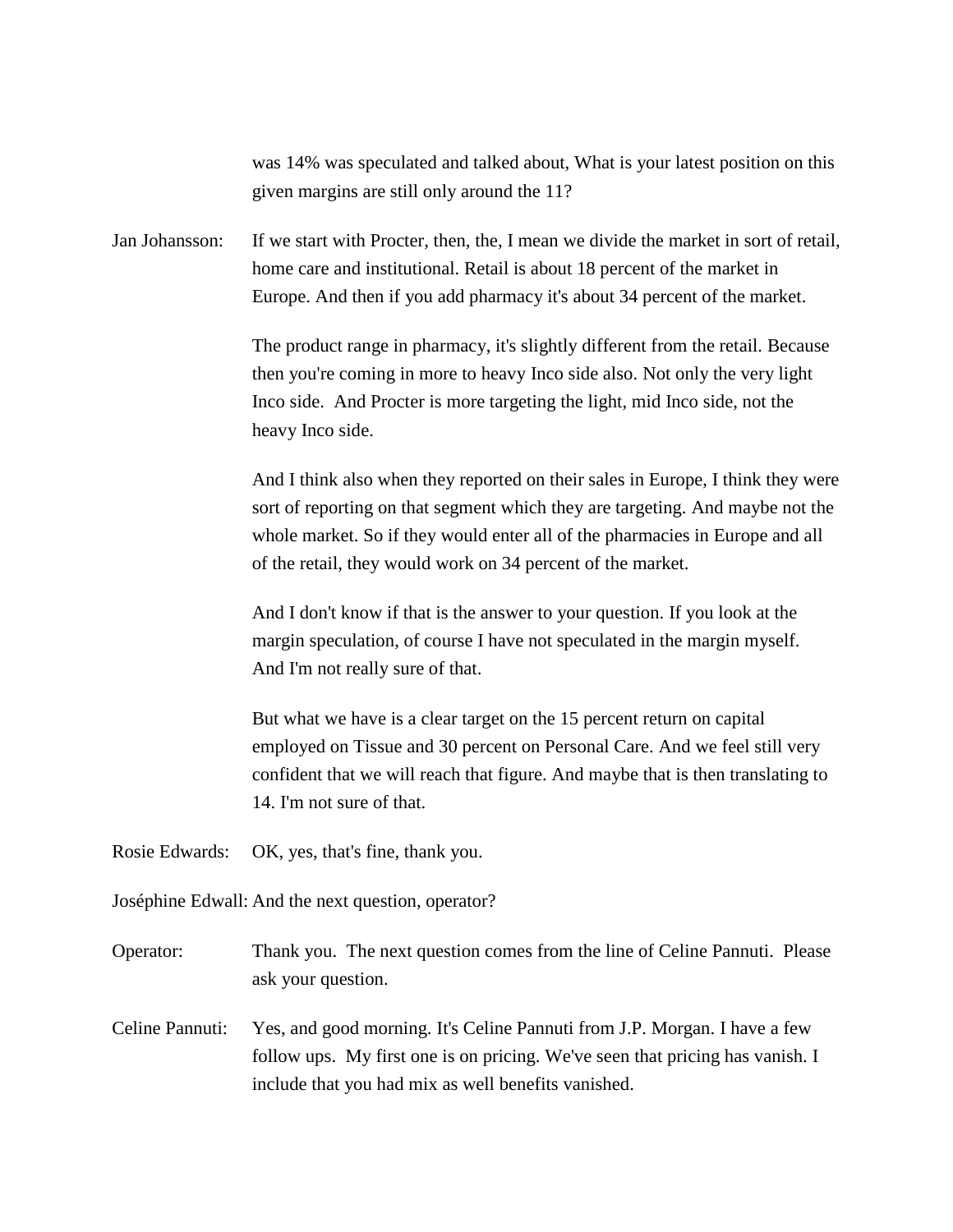was 14% was speculated and talked about, What is your latest position on this given margins are still only around the 11?

Jan Johansson: If we start with Procter, then, the, I mean we divide the market in sort of retail, home care and institutional. Retail is about 18 percent of the market in Europe. And then if you add pharmacy it's about 34 percent of the market.

The product range in pharmacy, it's slightly different from the retail. Because then you're coming in more to heavy Inco side also. Not only the very light Inco side. And Procter is more targeting the light, mid Inco side, not the heavy Inco side.

And I think also when they reported on their sales in Europe, I think they were sort of reporting on that segment which they are targeting. And maybe not the whole market. So if they would enter all of the pharmacies in Europe and all of the retail, they would work on 34 percent of the market.

And I don't know if that is the answer to your question. If you look at the margin speculation, of course I have not speculated in the margin myself. And I'm not really sure of that.

But what we have is a clear target on the 15 percent return on capital employed on Tissue and 30 percent on Personal Care. And we feel still very confident that we will reach that figure. And maybe that is then translating to 14. I'm not sure of that.

Rosie Edwards: OK, yes, that's fine, thank you.

Joséphine Edwall: And the next question, operator?

Operator: Thank you. The next question comes from the line of Celine Pannuti. Please ask your question.

Celine Pannuti: Yes, and good morning. It's Celine Pannuti from J.P. Morgan. I have a few follow ups. My first one is on pricing. We've seen that pricing has vanish. I include that you had mix as well benefits vanished.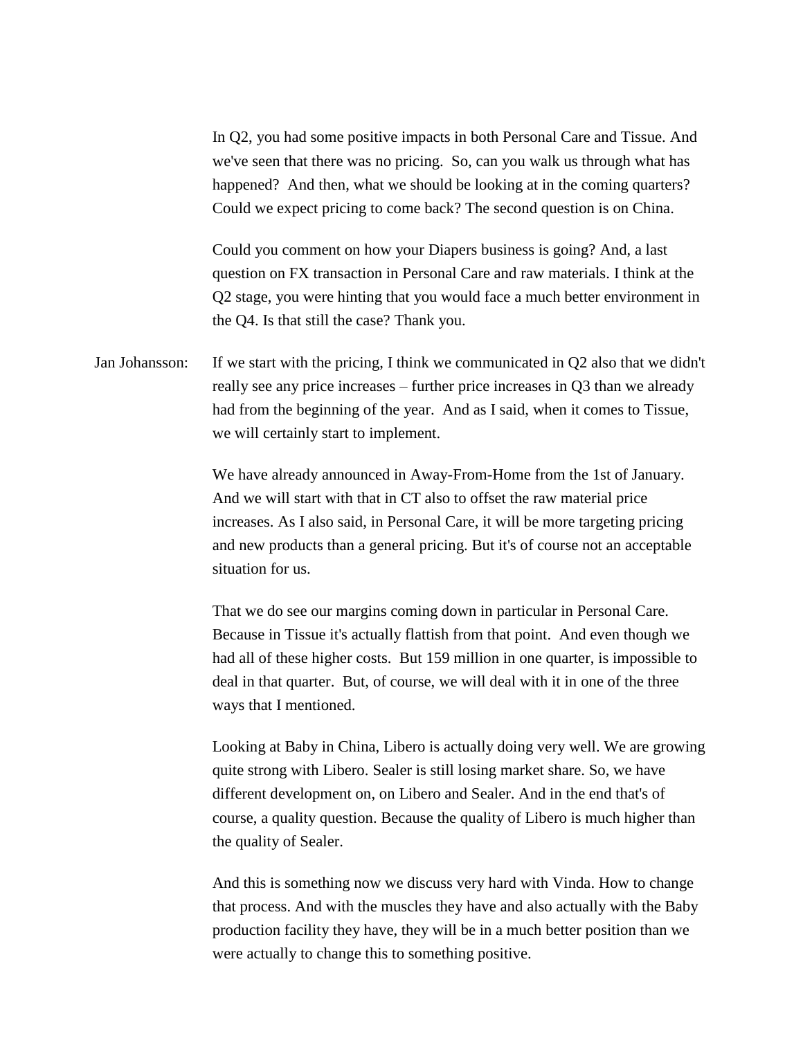In Q2, you had some positive impacts in both Personal Care and Tissue. And we've seen that there was no pricing. So, can you walk us through what has happened? And then, what we should be looking at in the coming quarters? Could we expect pricing to come back? The second question is on China.

Could you comment on how your Diapers business is going? And, a last question on FX transaction in Personal Care and raw materials. I think at the Q2 stage, you were hinting that you would face a much better environment in the Q4. Is that still the case? Thank you.

Jan Johansson: If we start with the pricing, I think we communicated in Q2 also that we didn't really see any price increases – further price increases in Q3 than we already had from the beginning of the year. And as I said, when it comes to Tissue, we will certainly start to implement.

We have already announced in Away-From-Home from the 1st of January. And we will start with that in CT also to offset the raw material price increases. As I also said, in Personal Care, it will be more targeting pricing and new products than a general pricing. But it's of course not an acceptable situation for us.

That we do see our margins coming down in particular in Personal Care. Because in Tissue it's actually flattish from that point. And even though we had all of these higher costs. But 159 million in one quarter, is impossible to deal in that quarter. But, of course, we will deal with it in one of the three ways that I mentioned.

Looking at Baby in China, Libero is actually doing very well. We are growing quite strong with Libero. Sealer is still losing market share. So, we have different development on, on Libero and Sealer. And in the end that's of course, a quality question. Because the quality of Libero is much higher than the quality of Sealer.

And this is something now we discuss very hard with Vinda. How to change that process. And with the muscles they have and also actually with the Baby production facility they have, they will be in a much better position than we were actually to change this to something positive.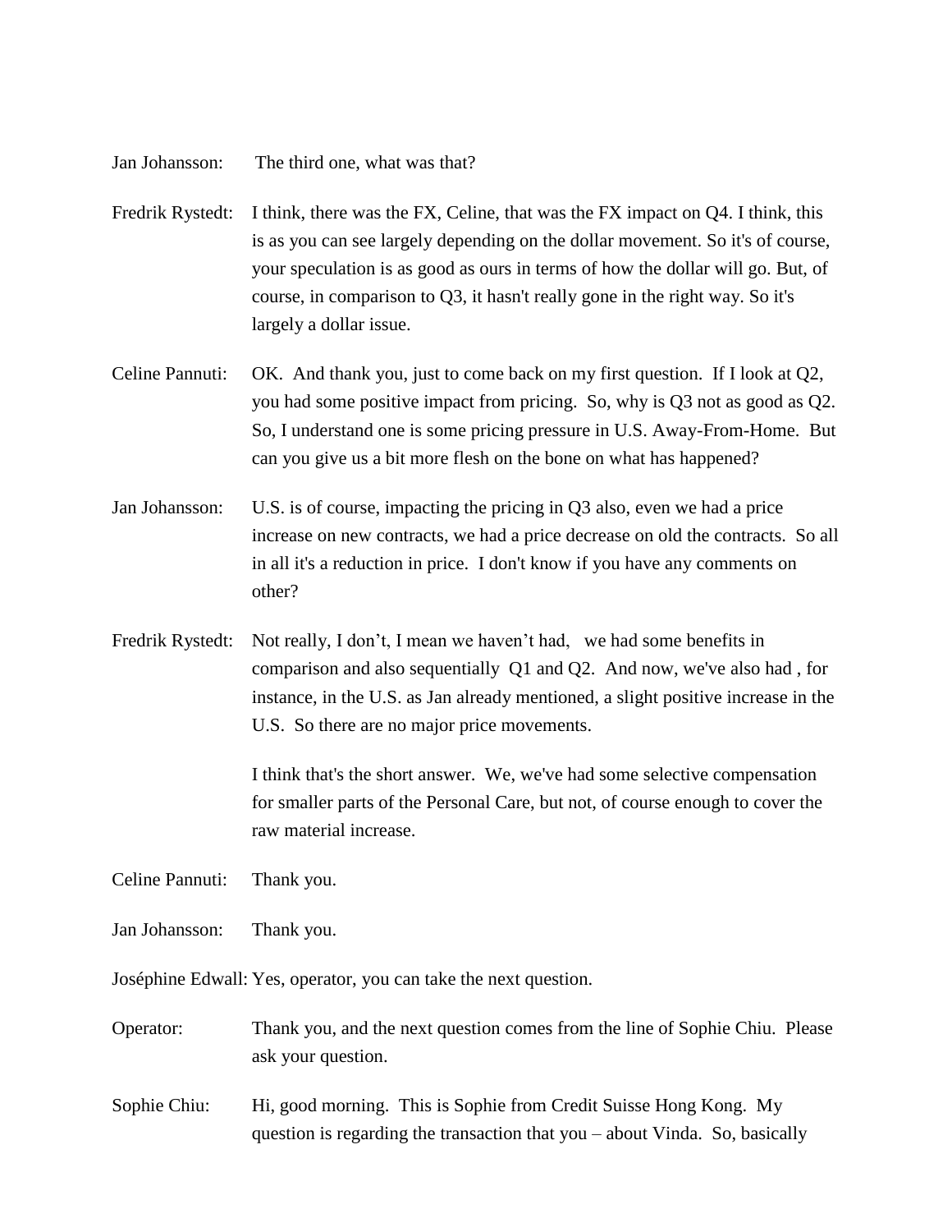Jan Johansson: The third one, what was that?

Fredrik Rystedt: I think, there was the FX, Celine, that was the FX impact on Q4. I think, this is as you can see largely depending on the dollar movement. So it's of course, your speculation is as good as ours in terms of how the dollar will go. But, of course, in comparison to Q3, it hasn't really gone in the right way. So it's largely a dollar issue.

Celine Pannuti: OK. And thank you, just to come back on my first question. If I look at Q2, you had some positive impact from pricing. So, why is Q3 not as good as Q2. So, I understand one is some pricing pressure in U.S. Away-From-Home. But can you give us a bit more flesh on the bone on what has happened?

Jan Johansson: U.S. is of course, impacting the pricing in Q3 also, even we had a price increase on new contracts, we had a price decrease on old the contracts. So all in all it's a reduction in price. I don't know if you have any comments on other?

Fredrik Rystedt: Not really, I don't, I mean we haven't had, we had some benefits in comparison and also sequentially Q1 and Q2. And now, we've also had , for instance, in the U.S. as Jan already mentioned, a slight positive increase in the U.S. So there are no major price movements.

I think that's the short answer. We, we've had some selective compensation for smaller parts of the Personal Care, but not, of course enough to cover the raw material increase.

Celine Pannuti: Thank you.

Jan Johansson: Thank you.

Joséphine Edwall: Yes, operator, you can take the next question.

Operator: Thank you, and the next question comes from the line of Sophie Chiu. Please ask your question.

Sophie Chiu: Hi, good morning. This is Sophie from Credit Suisse Hong Kong. My question is regarding the transaction that you – about Vinda. So, basically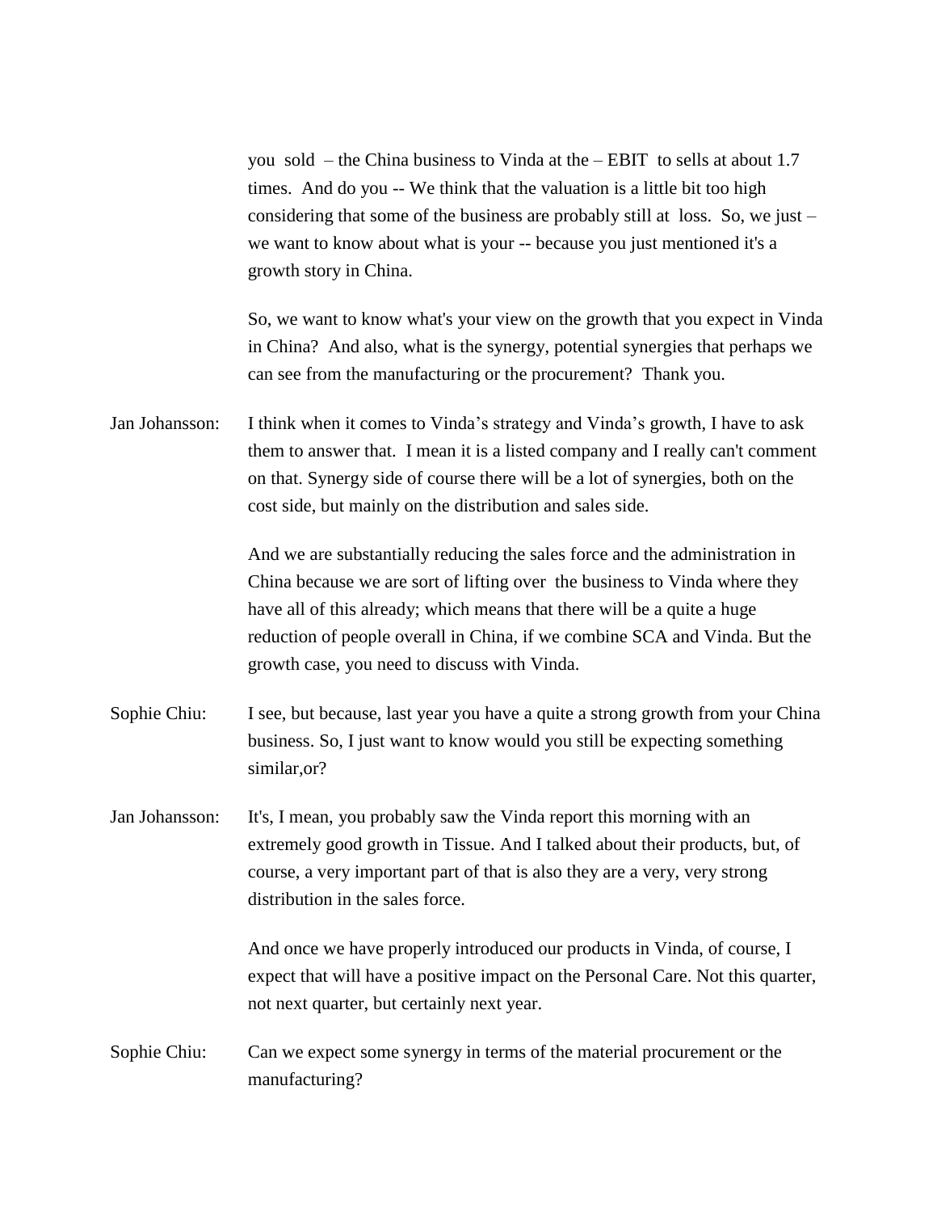you sold – the China business to Vinda at the – EBIT to sells at about 1.7 times. And do you -- We think that the valuation is a little bit too high considering that some of the business are probably still at loss. So, we just – we want to know about what is your -- because you just mentioned it's a growth story in China.

So, we want to know what's your view on the growth that you expect in Vinda in China? And also, what is the synergy, potential synergies that perhaps we can see from the manufacturing or the procurement? Thank you.

Jan Johansson: I think when it comes to Vinda's strategy and Vinda's growth, I have to ask them to answer that. I mean it is a listed company and I really can't comment on that. Synergy side of course there will be a lot of synergies, both on the cost side, but mainly on the distribution and sales side.

And we are substantially reducing the sales force and the administration in China because we are sort of lifting over the business to Vinda where they have all of this already; which means that there will be a quite a huge reduction of people overall in China, if we combine SCA and Vinda. But the growth case, you need to discuss with Vinda.

Sophie Chiu: I see, but because, last year you have a quite a strong growth from your China business. So, I just want to know would you still be expecting something similar,or?

Jan Johansson: It's, I mean, you probably saw the Vinda report this morning with an extremely good growth in Tissue. And I talked about their products, but, of course, a very important part of that is also they are a very, very strong distribution in the sales force.

And once we have properly introduced our products in Vinda, of course, I expect that will have a positive impact on the Personal Care. Not this quarter, not next quarter, but certainly next year.

Sophie Chiu: Can we expect some synergy in terms of the material procurement or the manufacturing?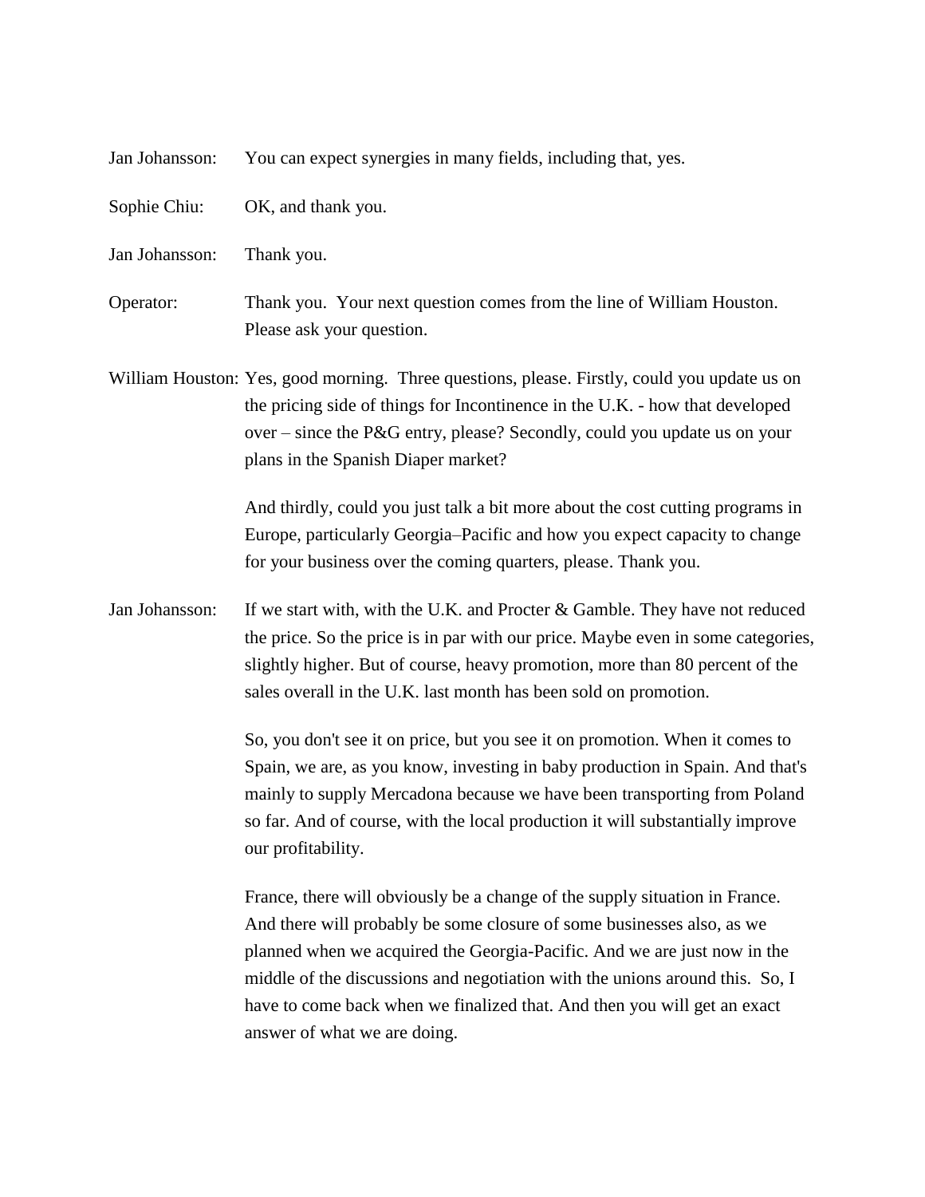Jan Johansson: You can expect synergies in many fields, including that, yes.

Sophie Chiu: OK, and thank you.

Jan Johansson: Thank you.

Operator: Thank you. Your next question comes from the line of William Houston. Please ask your question.

William Houston: Yes, good morning. Three questions, please. Firstly, could you update us on the pricing side of things for Incontinence in the U.K. - how that developed over – since the P&G entry, please? Secondly, could you update us on your plans in the Spanish Diaper market?

And thirdly, could you just talk a bit more about the cost cutting programs in Europe, particularly Georgia–Pacific and how you expect capacity to change for your business over the coming quarters, please. Thank you.

Jan Johansson: If we start with, with the U.K. and Procter & Gamble. They have not reduced the price. So the price is in par with our price. Maybe even in some categories, slightly higher. But of course, heavy promotion, more than 80 percent of the sales overall in the U.K. last month has been sold on promotion.

So, you don't see it on price, but you see it on promotion. When it comes to Spain, we are, as you know, investing in baby production in Spain. And that's mainly to supply Mercadona because we have been transporting from Poland so far. And of course, with the local production it will substantially improve our profitability.

France, there will obviously be a change of the supply situation in France. And there will probably be some closure of some businesses also, as we planned when we acquired the Georgia-Pacific. And we are just now in the middle of the discussions and negotiation with the unions around this. So, I have to come back when we finalized that. And then you will get an exact answer of what we are doing.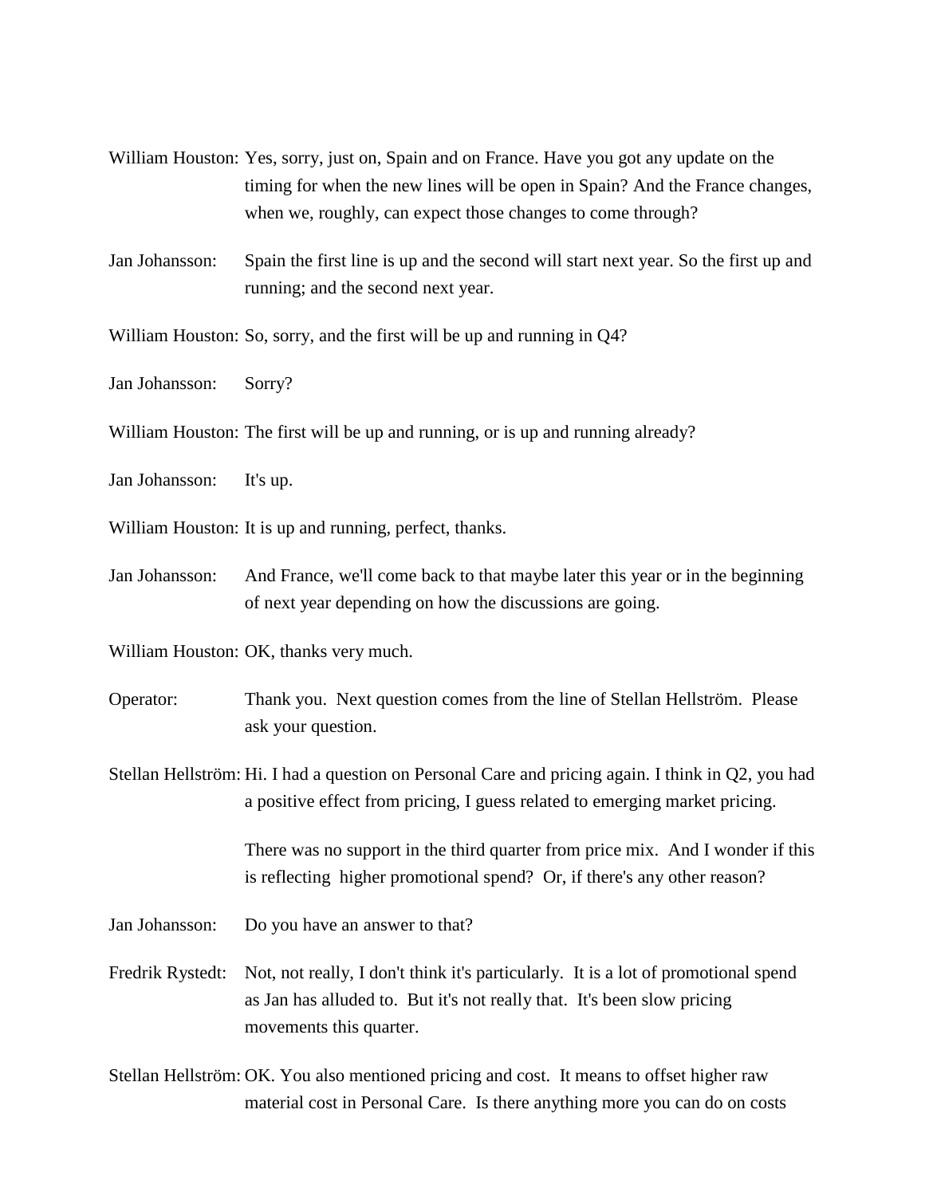William Houston: Yes, sorry, just on, Spain and on France. Have you got any update on the timing for when the new lines will be open in Spain? And the France changes, when we, roughly, can expect those changes to come through?

Jan Johansson: Spain the first line is up and the second will start next year. So the first up and running; and the second next year.

William Houston: So, sorry, and the first will be up and running in Q4?

Jan Johansson: Sorry?

William Houston: The first will be up and running, or is up and running already?

Jan Johansson: It's up.

William Houston: It is up and running, perfect, thanks.

Jan Johansson: And France, we'll come back to that maybe later this year or in the beginning of next year depending on how the discussions are going.

William Houston: OK, thanks very much.

Operator: Thank you. Next question comes from the line of Stellan Hellström. Please ask your question.

Stellan Hellström: Hi. I had a question on Personal Care and pricing again. I think in Q2, you had a positive effect from pricing, I guess related to emerging market pricing.

There was no support in the third quarter from price mix. And I wonder if this is reflecting higher promotional spend? Or, if there's any other reason?

Jan Johansson: Do you have an answer to that?

Fredrik Rystedt: Not, not really, I don't think it's particularly. It is a lot of promotional spend as Jan has alluded to. But it's not really that. It's been slow pricing movements this quarter.

Stellan Hellström: OK. You also mentioned pricing and cost. It means to offset higher raw material cost in Personal Care. Is there anything more you can do on costs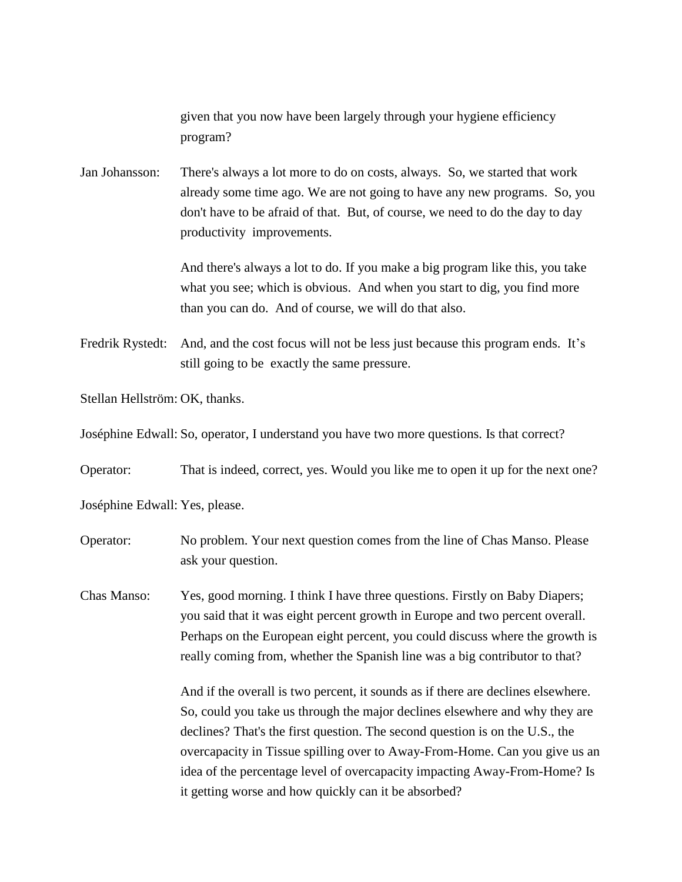given that you now have been largely through your hygiene efficiency program?

Jan Johansson: There's always a lot more to do on costs, always. So, we started that work already some time ago. We are not going to have any new programs. So, you don't have to be afraid of that. But, of course, we need to do the day to day productivity improvements.

And there's always a lot to do. If you make a big program like this, you take what you see; which is obvious. And when you start to dig, you find more than you can do. And of course, we will do that also.

Fredrik Rystedt: And, and the cost focus will not be less just because this program ends. It's still going to be exactly the same pressure.

Stellan Hellström: OK, thanks.

Joséphine Edwall: So, operator, I understand you have two more questions. Is that correct?

Operator: That is indeed, correct, yes. Would you like me to open it up for the next one?

Joséphine Edwall: Yes, please.

Operator: No problem. Your next question comes from the line of Chas Manso. Please ask your question.

Chas Manso: Yes, good morning. I think I have three questions. Firstly on Baby Diapers; you said that it was eight percent growth in Europe and two percent overall. Perhaps on the European eight percent, you could discuss where the growth is really coming from, whether the Spanish line was a big contributor to that?

And if the overall is two percent, it sounds as if there are declines elsewhere. So, could you take us through the major declines elsewhere and why they are declines? That's the first question. The second question is on the U.S., the overcapacity in Tissue spilling over to Away-From-Home. Can you give us an idea of the percentage level of overcapacity impacting Away-From-Home? Is it getting worse and how quickly can it be absorbed?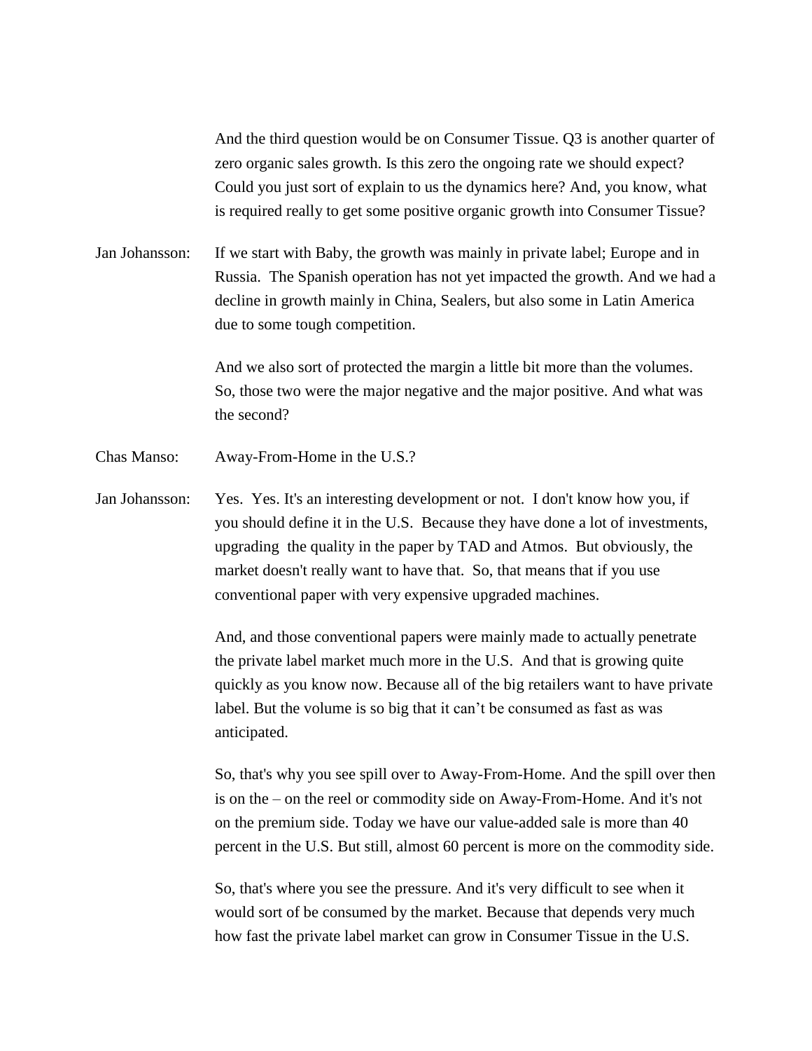And the third question would be on Consumer Tissue. Q3 is another quarter of zero organic sales growth. Is this zero the ongoing rate we should expect? Could you just sort of explain to us the dynamics here? And, you know, what is required really to get some positive organic growth into Consumer Tissue?

Jan Johansson: If we start with Baby, the growth was mainly in private label; Europe and in Russia. The Spanish operation has not yet impacted the growth. And we had a decline in growth mainly in China, Sealers, but also some in Latin America due to some tough competition.

And we also sort of protected the margin a little bit more than the volumes. So, those two were the major negative and the major positive. And what was the second?

Chas Manso: Away-From-Home in the U.S.?

Jan Johansson: Yes. Yes. It's an interesting development or not. I don't know how you, if you should define it in the U.S. Because they have done a lot of investments, upgrading the quality in the paper by TAD and Atmos. But obviously, the market doesn't really want to have that. So, that means that if you use conventional paper with very expensive upgraded machines.

And, and those conventional papers were mainly made to actually penetrate the private label market much more in the U.S. And that is growing quite quickly as you know now. Because all of the big retailers want to have private label. But the volume is so big that it can't be consumed as fast as was anticipated.

So, that's why you see spill over to Away-From-Home. And the spill over then is on the – on the reel or commodity side on Away-From-Home. And it's not on the premium side. Today we have our value-added sale is more than 40 percent in the U.S. But still, almost 60 percent is more on the commodity side.

So, that's where you see the pressure. And it's very difficult to see when it would sort of be consumed by the market. Because that depends very much how fast the private label market can grow in Consumer Tissue in the U.S.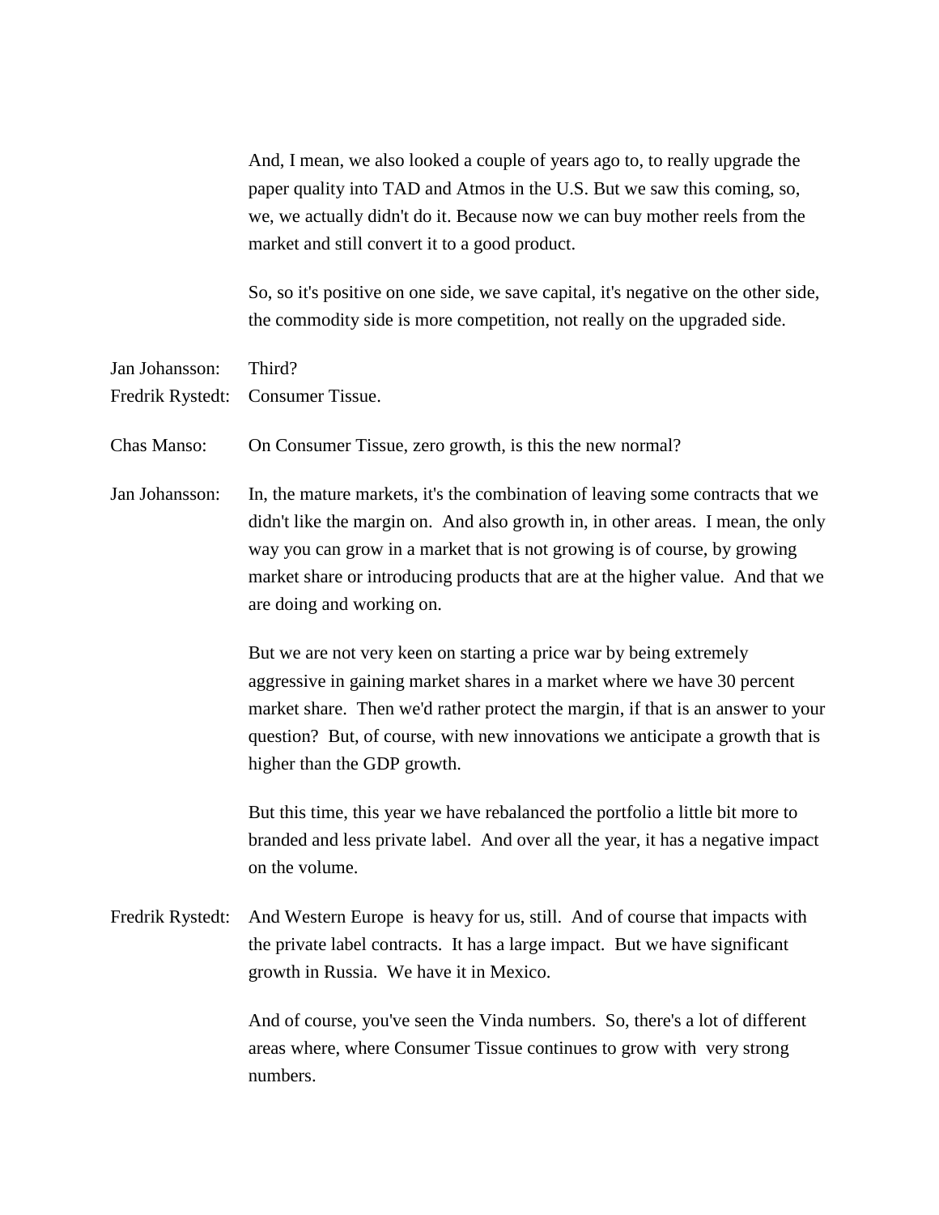And, I mean, we also looked a couple of years ago to, to really upgrade the paper quality into TAD and Atmos in the U.S. But we saw this coming, so, we, we actually didn't do it. Because now we can buy mother reels from the market and still convert it to a good product.

So, so it's positive on one side, we save capital, it's negative on the other side, the commodity side is more competition, not really on the upgraded side.

Jan Johansson: Third?

Fredrik Rystedt: Consumer Tissue.

Chas Manso: On Consumer Tissue, zero growth, is this the new normal?

Jan Johansson: In, the mature markets, it's the combination of leaving some contracts that we didn't like the margin on. And also growth in, in other areas. I mean, the only way you can grow in a market that is not growing is of course, by growing market share or introducing products that are at the higher value. And that we are doing and working on.

But we are not very keen on starting a price war by being extremely aggressive in gaining market shares in a market where we have 30 percent market share. Then we'd rather protect the margin, if that is an answer to your question? But, of course, with new innovations we anticipate a growth that is higher than the GDP growth.

But this time, this year we have rebalanced the portfolio a little bit more to branded and less private label. And over all the year, it has a negative impact on the volume.

Fredrik Rystedt: And Western Europe is heavy for us, still. And of course that impacts with the private label contracts. It has a large impact. But we have significant growth in Russia. We have it in Mexico.

And of course, you've seen the Vinda numbers. So, there's a lot of different areas where, where Consumer Tissue continues to grow with very strong numbers.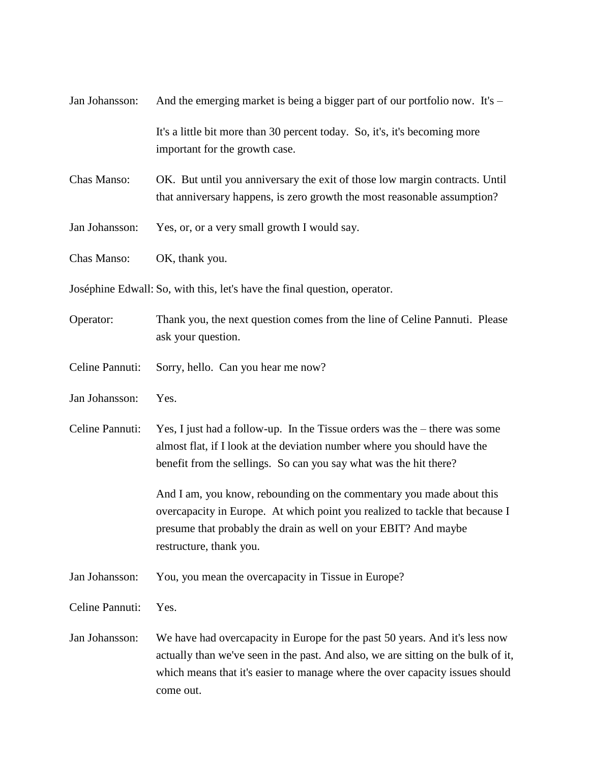Jan Johansson: And the emerging market is being a bigger part of our portfolio now. It's –

It's a little bit more than 30 percent today. So, it's, it's becoming more important for the growth case.

Chas Manso: OK. But until you anniversary the exit of those low margin contracts. Until that anniversary happens, is zero growth the most reasonable assumption?

Jan Johansson: Yes, or, or a very small growth I would say.

Chas Manso: OK, thank you.

Joséphine Edwall: So, with this, let's have the final question, operator.

Operator: Thank you, the next question comes from the line of Celine Pannuti. Please ask your question.

Celine Pannuti: Sorry, hello. Can you hear me now?

Jan Johansson: Yes.

Celine Pannuti: Yes, I just had a follow-up. In the Tissue orders was the – there was some almost flat, if I look at the deviation number where you should have the benefit from the sellings. So can you say what was the hit there?

And I am, you know, rebounding on the commentary you made about this overcapacity in Europe. At which point you realized to tackle that because I presume that probably the drain as well on your EBIT? And maybe restructure, thank you.

Jan Johansson: You, you mean the overcapacity in Tissue in Europe?

Celine Pannuti: Yes.

Jan Johansson: We have had overcapacity in Europe for the past 50 years. And it's less now actually than we've seen in the past. And also, we are sitting on the bulk of it, which means that it's easier to manage where the over capacity issues should come out.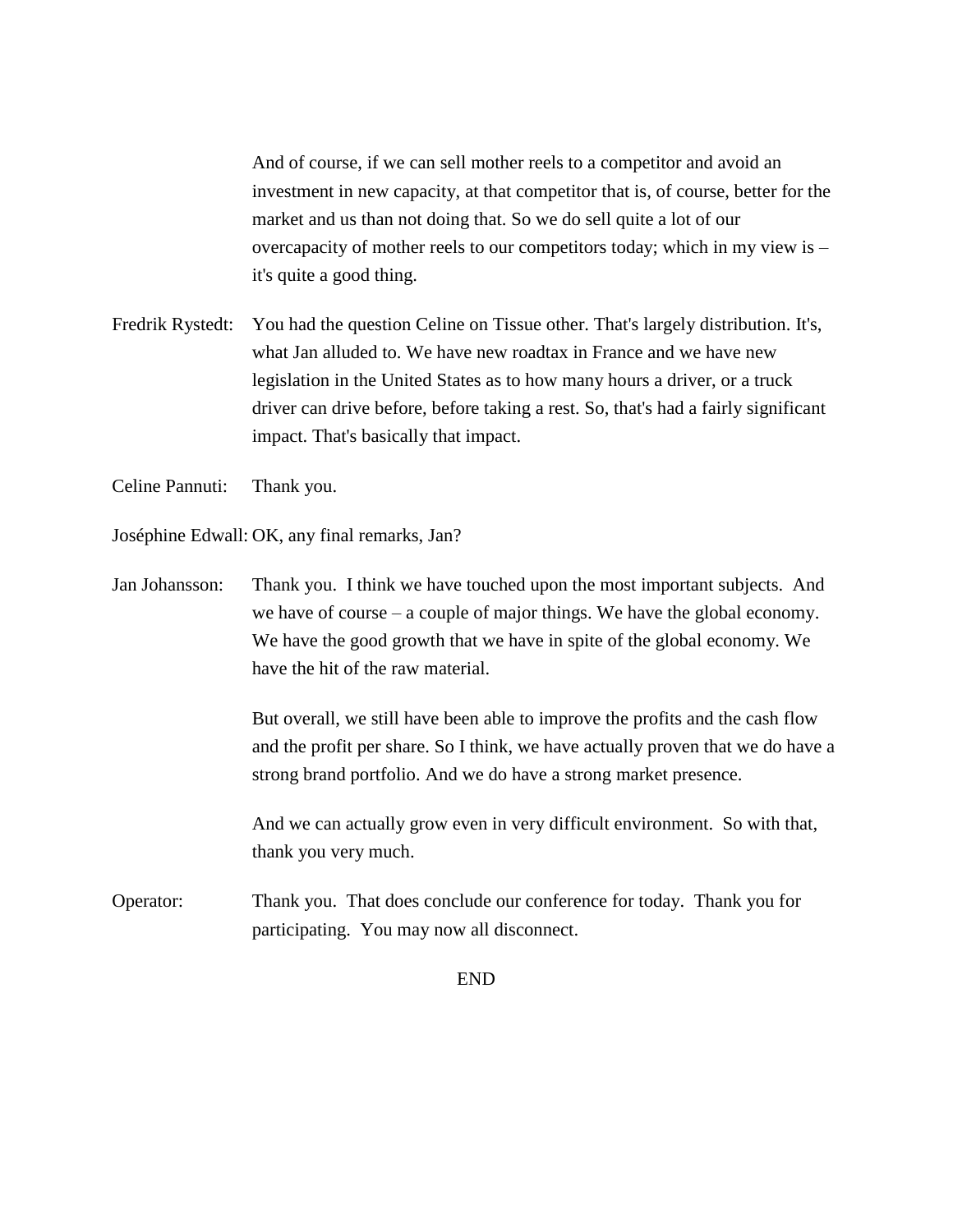And of course, if we can sell mother reels to a competitor and avoid an investment in new capacity, at that competitor that is, of course, better for the market and us than not doing that. So we do sell quite a lot of our overcapacity of mother reels to our competitors today; which in my view is – it's quite a good thing.

Fredrik Rystedt: You had the question Celine on Tissue other. That's largely distribution. It's, what Jan alluded to. We have new roadtax in France and we have new legislation in the United States as to how many hours a driver, or a truck driver can drive before, before taking a rest. So, that's had a fairly significant impact. That's basically that impact.

Celine Pannuti: Thank you.

Joséphine Edwall: OK, any final remarks, Jan?

Jan Johansson: Thank you. I think we have touched upon the most important subjects. And we have of course – a couple of major things. We have the global economy. We have the good growth that we have in spite of the global economy. We have the hit of the raw material.

But overall, we still have been able to improve the profits and the cash flow and the profit per share. So I think, we have actually proven that we do have a strong brand portfolio. And we do have a strong market presence.

And we can actually grow even in very difficult environment. So with that, thank you very much.

Operator: Thank you. That does conclude our conference for today. Thank you for participating. You may now all disconnect.

END